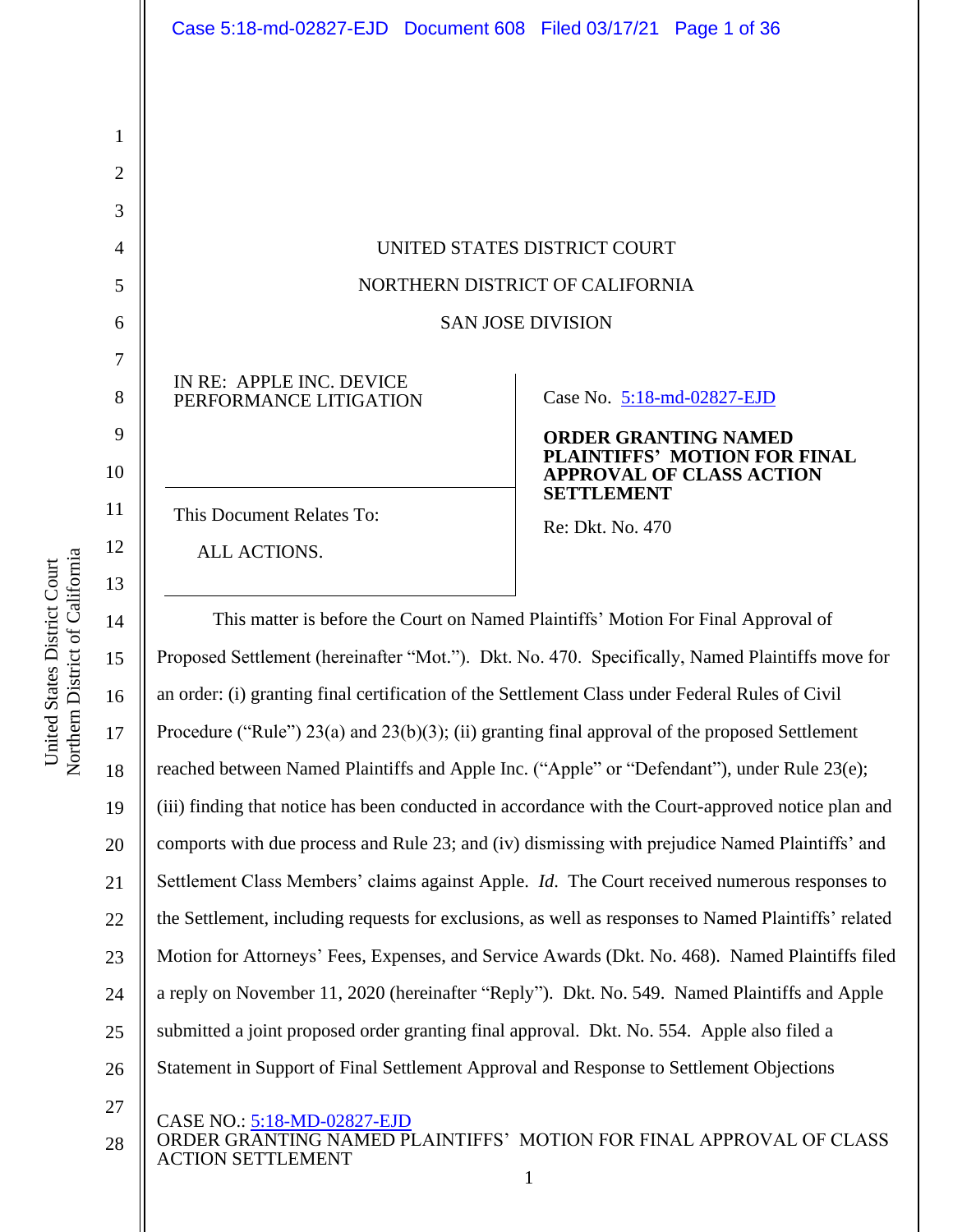UNITED STATES DISTRICT COURT

NORTHERN DISTRICT OF CALIFORNIA

SAN JOSE DIVISION

| IN RE: APPLE INC. DEVICE PERFORMANCE LITIGATION<br><br>This Document Relates To:<br><br>ALL ACTIONS. | Case No. 5:18-md-02827-EJD<br><br>**ORDER GRANTING NAMED PLAINTIFFS' MOTION FOR FINAL APPROVAL OF CLASS ACTION SETTLEMENT**<br><br>Re: Dkt. No. 470 |
|---|---|

This matter is before the Court on Named Plaintiffs' Motion For Final Approval of Proposed Settlement (hereinafter "Mot."). Dkt. No. 470. Specifically, Named Plaintiffs move for an order: (i) granting final certification of the Settlement Class under Federal Rules of Civil Procedure ("Rule") 23(a) and 23(b)(3); (ii) granting final approval of the proposed Settlement reached between Named Plaintiffs and Apple Inc. ("Apple" or "Defendant"), under Rule 23(e); (iii) finding that notice has been conducted in accordance with the Court-approved notice plan and comports with due process and Rule 23; and (iv) dismissing with prejudice Named Plaintiffs' and Settlement Class Members' claims against Apple. *Id.* The Court received numerous responses to the Settlement, including requests for exclusions, as well as responses to Named Plaintiffs' related Motion for Attorneys' Fees, Expenses, and Service Awards (Dkt. No. 468). Named Plaintiffs filed a reply on November 11, 2020 (hereinafter "Reply"). Dkt. No. 549. Named Plaintiffs and Apple submitted a joint proposed order granting final approval. Dkt. No. 554. Apple also filed a Statement in Support of Final Settlement Approval and Response to Settlement Objections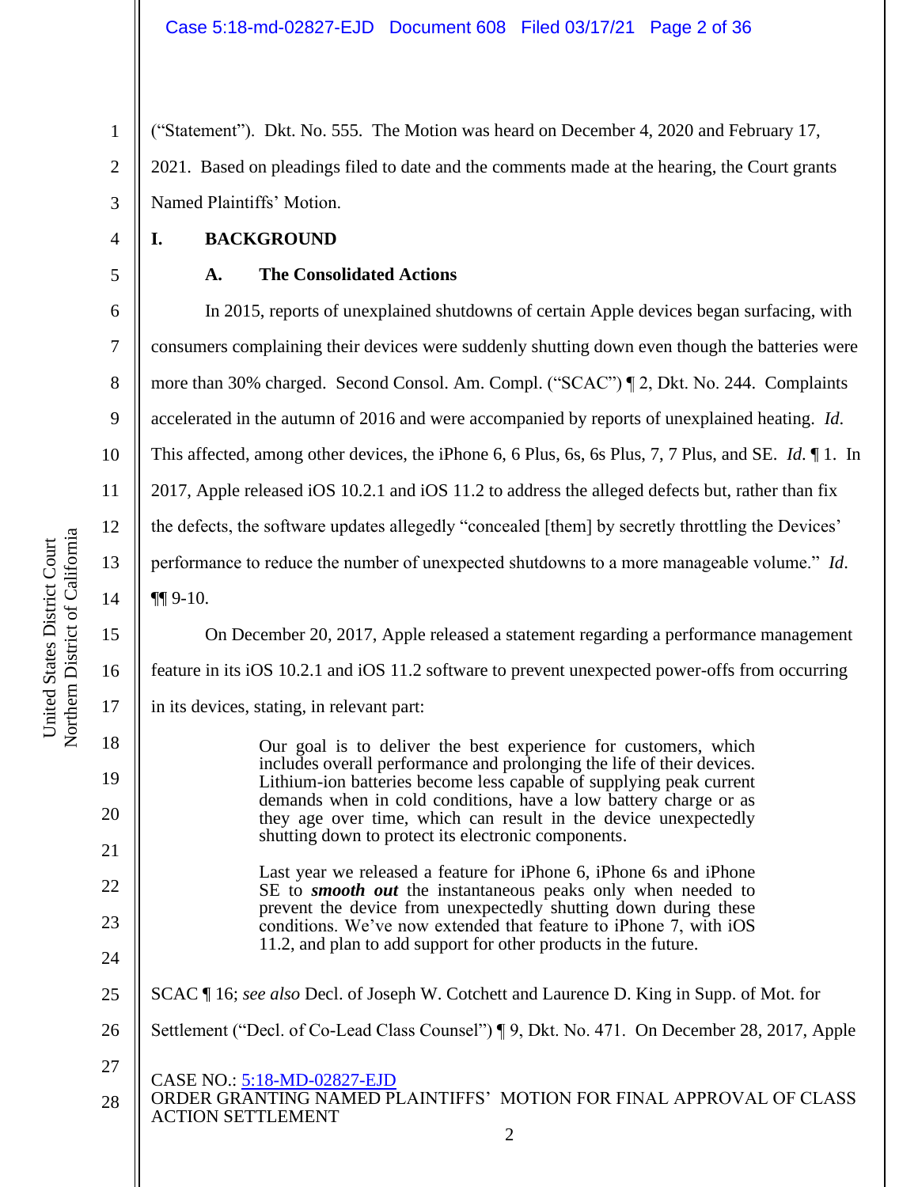("Statement"). Dkt. No. 555. The Motion was heard on December 4, 2020 and February 17, 2021. Based on pleadings filed to date and the comments made at the hearing, the Court grants Named Plaintiffs' Motion.

## I. BACKGROUND

### A. The Consolidated Actions

In 2015, reports of unexplained shutdowns of certain Apple devices began surfacing, with consumers complaining their devices were suddenly shutting down even though the batteries were more than 30% charged. Second Consol. Am. Compl. ("SCAC") ¶ 2, Dkt. No. 244. Complaints accelerated in the autumn of 2016 and were accompanied by reports of unexplained heating. *Id*. This affected, among other devices, the iPhone 6, 6 Plus, 6s, 6s Plus, 7, 7 Plus, and SE. *Id*. ¶ 1. In 2017, Apple released iOS 10.2.1 and iOS 11.2 to address the alleged defects but, rather than fix the defects, the software updates allegedly "concealed [them] by secretly throttling the Devices' performance to reduce the number of unexpected shutdowns to a more manageable volume." *Id*. ¶¶ 9-10.

On December 20, 2017, Apple released a statement regarding a performance management feature in its iOS 10.2.1 and iOS 11.2 software to prevent unexpected power-offs from occurring in its devices, stating, in relevant part:

> Our goal is to deliver the best experience for customers, which includes overall performance and prolonging the life of their devices. Lithium-ion batteries become less capable of supplying peak current demands when in cold conditions, have a low battery charge or as they age over time, which can result in the device unexpectedly shutting down to protect its electronic components.
>
> Last year we released a feature for iPhone 6, iPhone 6s and iPhone SE to ***smooth out*** the instantaneous peaks only when needed to prevent the device from unexpectedly shutting down during these conditions. We've now extended that feature to iPhone 7, with iOS 11.2, and plan to add support for other products in the future.

SCAC ¶ 16; *see also* Decl. of Joseph W. Cotchett and Laurence D. King in Supp. of Mot. for Settlement ("Decl. of Co-Lead Class Counsel") ¶ 9, Dkt. No. 471. On December 28, 2017, Apple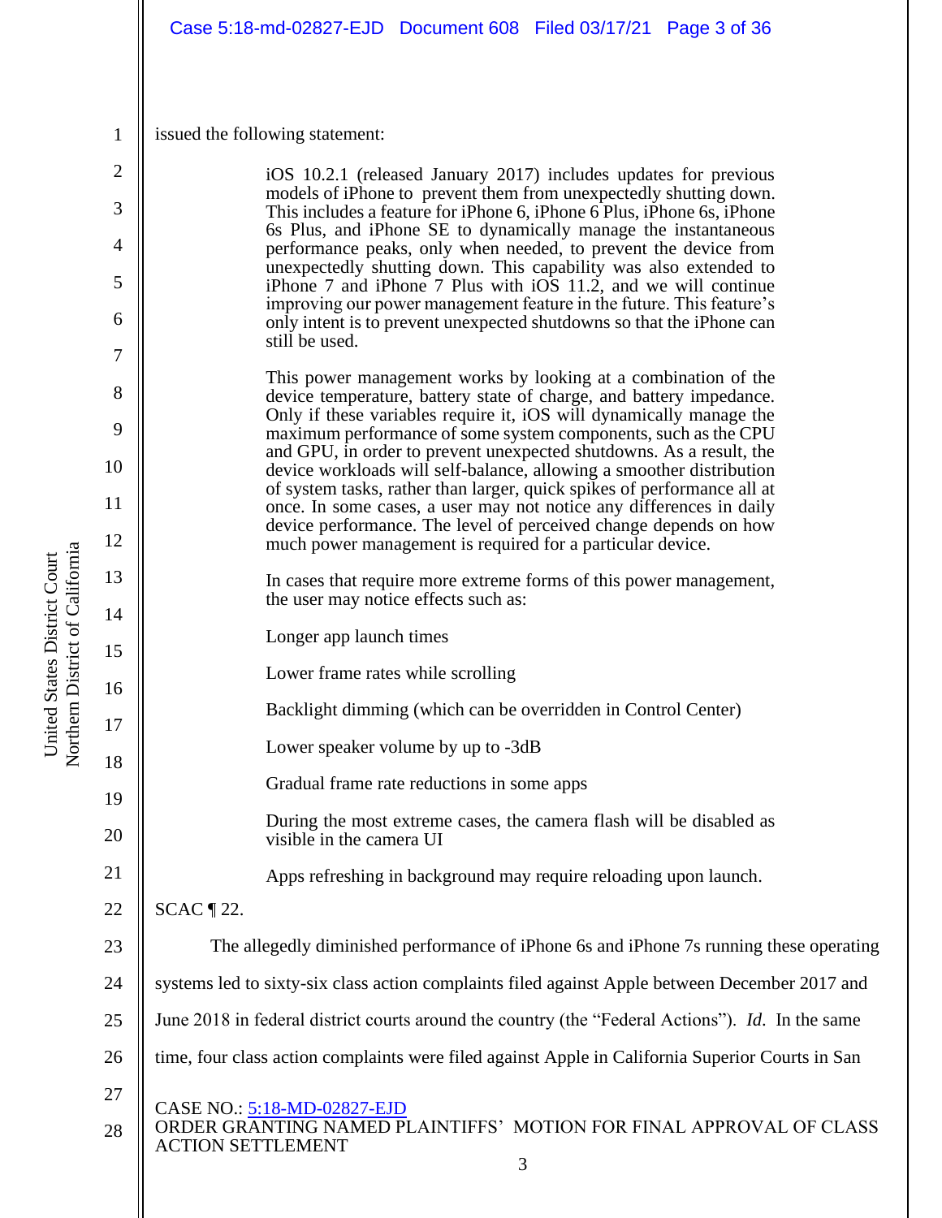issued the following statement:

> iOS 10.2.1 (released January 2017) includes updates for previous models of iPhone to prevent them from unexpectedly shutting down. This includes a feature for iPhone 6, iPhone 6 Plus, iPhone 6s, iPhone 6s Plus, and iPhone SE to dynamically manage the instantaneous performance peaks, only when needed, to prevent the device from unexpectedly shutting down. This capability was also extended to iPhone 7 and iPhone 7 Plus with iOS 11.2, and we will continue improving our power management feature in the future. This feature's only intent is to prevent unexpected shutdowns so that the iPhone can still be used.
>
> This power management works by looking at a combination of the device temperature, battery state of charge, and battery impedance. Only if these variables require it, iOS will dynamically manage the maximum performance of some system components, such as the CPU and GPU, in order to prevent unexpected shutdowns. As a result, the device workloads will self-balance, allowing a smoother distribution of system tasks, rather than larger, quick spikes of performance all at once. In some cases, a user may not notice any differences in daily device performance. The level of perceived change depends on how much power management is required for a particular device.
>
> In cases that require more extreme forms of this power management, the user may notice effects such as:
>
> Longer app launch times
>
> Lower frame rates while scrolling
>
> Backlight dimming (which can be overridden in Control Center)
>
> Lower speaker volume by up to -3dB
>
> Gradual frame rate reductions in some apps
>
> During the most extreme cases, the camera flash will be disabled as visible in the camera UI
>
> Apps refreshing in background may require reloading upon launch.

SCAC ¶ 22.

The allegedly diminished performance of iPhone 6s and iPhone 7s running these operating systems led to sixty-six class action complaints filed against Apple between December 2017 and June 2018 in federal district courts around the country (the "Federal Actions"). *Id.* In the same time, four class action complaints were filed against Apple in California Superior Courts in San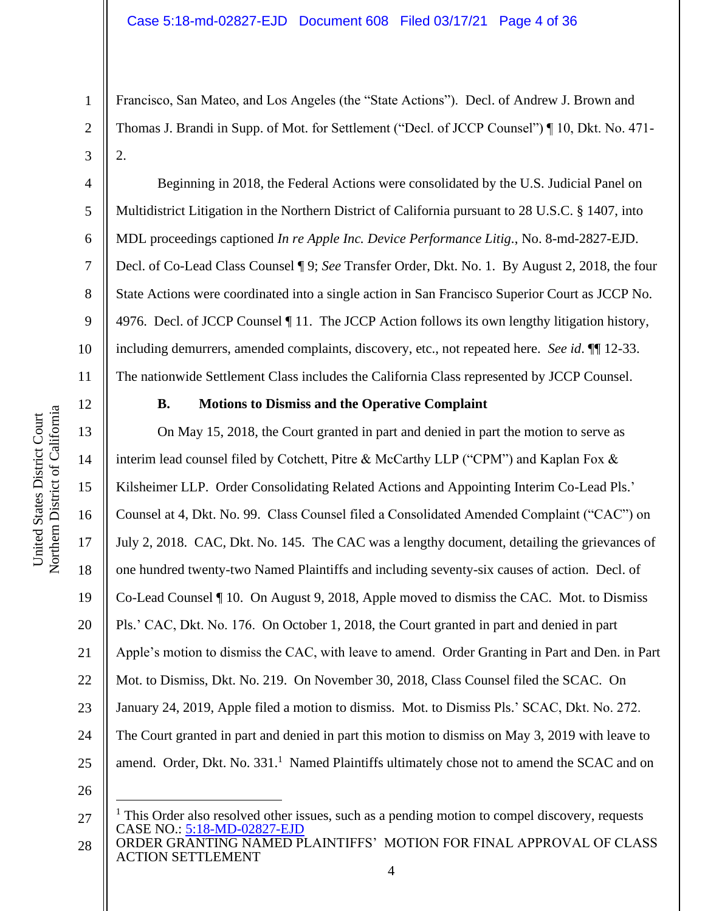Francisco, San Mateo, and Los Angeles (the "State Actions"). Decl. of Andrew J. Brown and Thomas J. Brandi in Supp. of Mot. for Settlement ("Decl. of JCCP Counsel") ¶ 10, Dkt. No. 471-2.

Beginning in 2018, the Federal Actions were consolidated by the U.S. Judicial Panel on Multidistrict Litigation in the Northern District of California pursuant to 28 U.S.C. § 1407, into MDL proceedings captioned *In re Apple Inc. Device Performance Litig.*, No. 8-md-2827-EJD. Decl. of Co-Lead Class Counsel ¶ 9; *See* Transfer Order, Dkt. No. 1. By August 2, 2018, the four State Actions were coordinated into a single action in San Francisco Superior Court as JCCP No. 4976. Decl. of JCCP Counsel ¶ 11. The JCCP Action follows its own lengthy litigation history, including demurrers, amended complaints, discovery, etc., not repeated here. *See id.* ¶¶ 12-33. The nationwide Settlement Class includes the California Class represented by JCCP Counsel.

### B. Motions to Dismiss and the Operative Complaint

On May 15, 2018, the Court granted in part and denied in part the motion to serve as interim lead counsel filed by Cotchett, Pitre & McCarthy LLP ("CPM") and Kaplan Fox & Kilsheimer LLP. Order Consolidating Related Actions and Appointing Interim Co-Lead Pls.' Counsel at 4, Dkt. No. 99. Class Counsel filed a Consolidated Amended Complaint ("CAC") on July 2, 2018. CAC, Dkt. No. 145. The CAC was a lengthy document, detailing the grievances of one hundred twenty-two Named Plaintiffs and including seventy-six causes of action. Decl. of Co-Lead Counsel ¶ 10. On August 9, 2018, Apple moved to dismiss the CAC. Mot. to Dismiss Pls.' CAC, Dkt. No. 176. On October 1, 2018, the Court granted in part and denied in part Apple's motion to dismiss the CAC, with leave to amend. Order Granting in Part and Den. in Part Mot. to Dismiss, Dkt. No. 219. On November 30, 2018, Class Counsel filed the SCAC. On January 24, 2019, Apple filed a motion to dismiss. Mot. to Dismiss Pls.' SCAC, Dkt. No. 272. The Court granted in part and denied in part this motion to dismiss on May 3, 2019 with leave to amend. Order, Dkt. No. 331.[1] Named Plaintiffs ultimately chose not to amend the SCAC and on

[1] This Order also resolved other issues, such as a pending motion to compel discovery, requests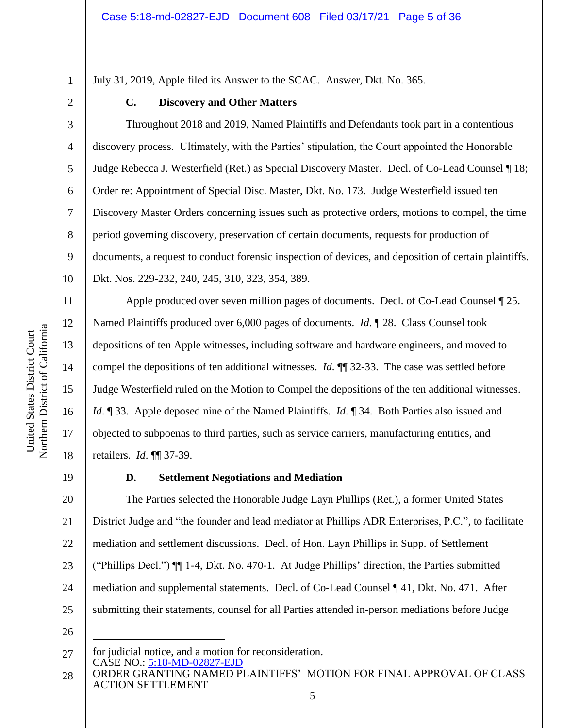July 31, 2019, Apple filed its Answer to the SCAC. Answer, Dkt. No. 365.

### C. Discovery and Other Matters

Throughout 2018 and 2019, Named Plaintiffs and Defendants took part in a contentious discovery process. Ultimately, with the Parties' stipulation, the Court appointed the Honorable Judge Rebecca J. Westerfield (Ret.) as Special Discovery Master. Decl. of Co-Lead Counsel ¶ 18; Order re: Appointment of Special Disc. Master, Dkt. No. 173. Judge Westerfield issued ten Discovery Master Orders concerning issues such as protective orders, motions to compel, the time period governing discovery, preservation of certain documents, requests for production of documents, a request to conduct forensic inspection of devices, and deposition of certain plaintiffs. Dkt. Nos. 229-232, 240, 245, 310, 323, 354, 389.

Apple produced over seven million pages of documents. Decl. of Co-Lead Counsel ¶ 25. Named Plaintiffs produced over 6,000 pages of documents. *Id*. ¶ 28. Class Counsel took depositions of ten Apple witnesses, including software and hardware engineers, and moved to compel the depositions of ten additional witnesses. *Id*. ¶¶ 32-33. The case was settled before Judge Westerfield ruled on the Motion to Compel the depositions of the ten additional witnesses. *Id*. ¶ 33. Apple deposed nine of the Named Plaintiffs. *Id*. ¶ 34. Both Parties also issued and objected to subpoenas to third parties, such as service carriers, manufacturing entities, and retailers. *Id*. ¶¶ 37-39.

### D. Settlement Negotiations and Mediation

The Parties selected the Honorable Judge Layn Phillips (Ret.), a former United States District Judge and "the founder and lead mediator at Phillips ADR Enterprises, P.C.", to facilitate mediation and settlement discussions. Decl. of Hon. Layn Phillips in Supp. of Settlement ("Phillips Decl.") ¶¶ 1-4, Dkt. No. 470-1. At Judge Phillips' direction, the Parties submitted mediation and supplemental statements. Decl. of Co-Lead Counsel ¶ 41, Dkt. No. 471. After submitting their statements, counsel for all Parties attended in-person mediations before Judge

---

for judicial notice, and a motion for reconsideration.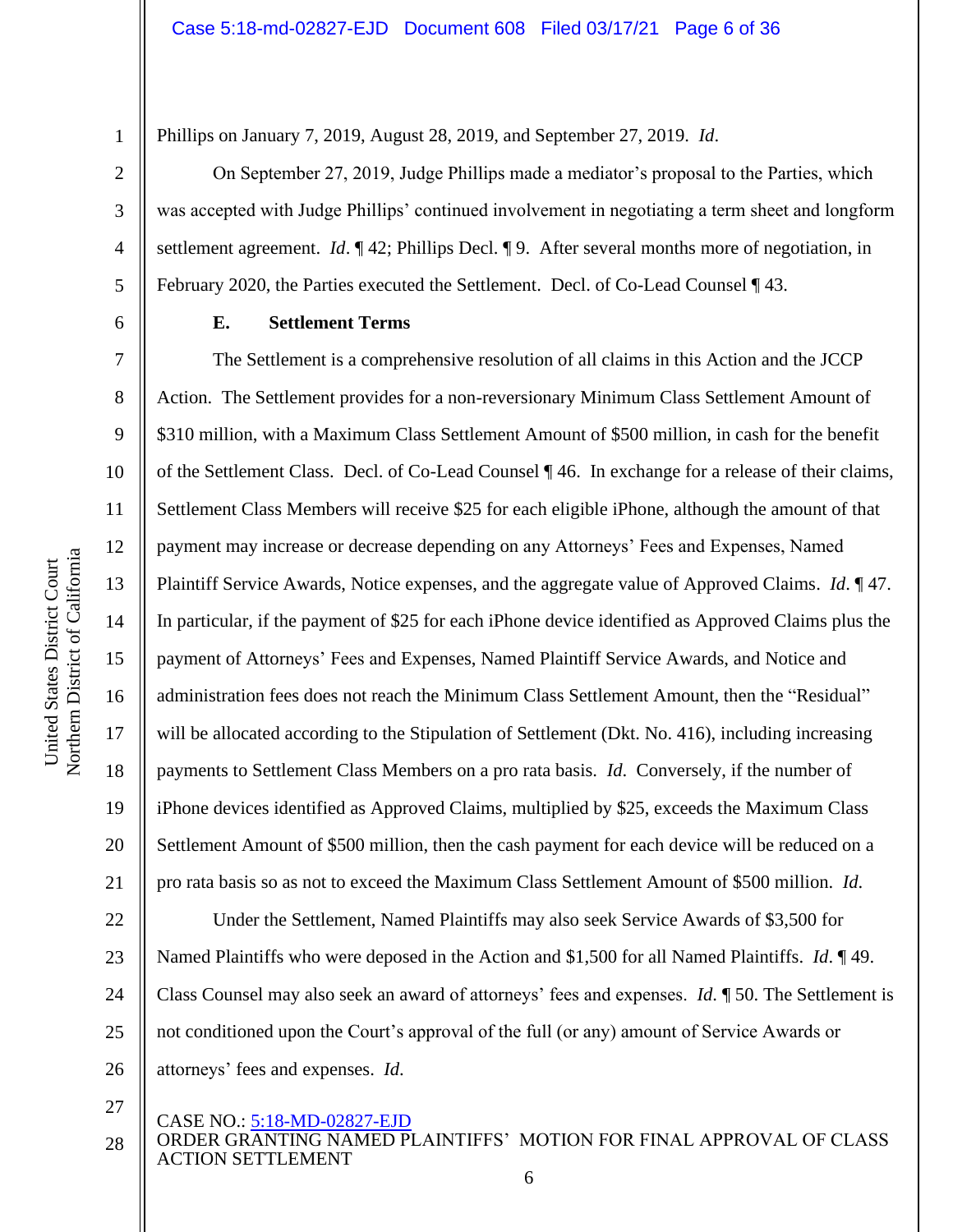Phillips on January 7, 2019, August 28, 2019, and September 27, 2019. *Id*.

On September 27, 2019, Judge Phillips made a mediator's proposal to the Parties, which was accepted with Judge Phillips' continued involvement in negotiating a term sheet and longform settlement agreement. *Id*. ¶ 42; Phillips Decl. ¶ 9. After several months more of negotiation, in February 2020, the Parties executed the Settlement. Decl. of Co-Lead Counsel ¶ 43.

### E. Settlement Terms

The Settlement is a comprehensive resolution of all claims in this Action and the JCCP Action. The Settlement provides for a non-reversionary Minimum Class Settlement Amount of $310 million, with a Maximum Class Settlement Amount of $500 million, in cash for the benefit of the Settlement Class. Decl. of Co-Lead Counsel ¶ 46. In exchange for a release of their claims, Settlement Class Members will receive $25 for each eligible iPhone, although the amount of that payment may increase or decrease depending on any Attorneys' Fees and Expenses, Named Plaintiff Service Awards, Notice expenses, and the aggregate value of Approved Claims. *Id*. ¶ 47. In particular, if the payment of $25 for each iPhone device identified as Approved Claims plus the payment of Attorneys' Fees and Expenses, Named Plaintiff Service Awards, and Notice and administration fees does not reach the Minimum Class Settlement Amount, then the "Residual" will be allocated according to the Stipulation of Settlement (Dkt. No. 416), including increasing payments to Settlement Class Members on a pro rata basis. *Id.* Conversely, if the number of iPhone devices identified as Approved Claims, multiplied by $25, exceeds the Maximum Class Settlement Amount of $500 million, then the cash payment for each device will be reduced on a pro rata basis so as not to exceed the Maximum Class Settlement Amount of $500 million. *Id.*

Under the Settlement, Named Plaintiffs may also seek Service Awards of $3,500 for Named Plaintiffs who were deposed in the Action and $1,500 for all Named Plaintiffs. *Id*. ¶ 49. Class Counsel may also seek an award of attorneys' fees and expenses. *Id.* ¶ 50. The Settlement is not conditioned upon the Court's approval of the full (or any) amount of Service Awards or attorneys' fees and expenses. *Id.*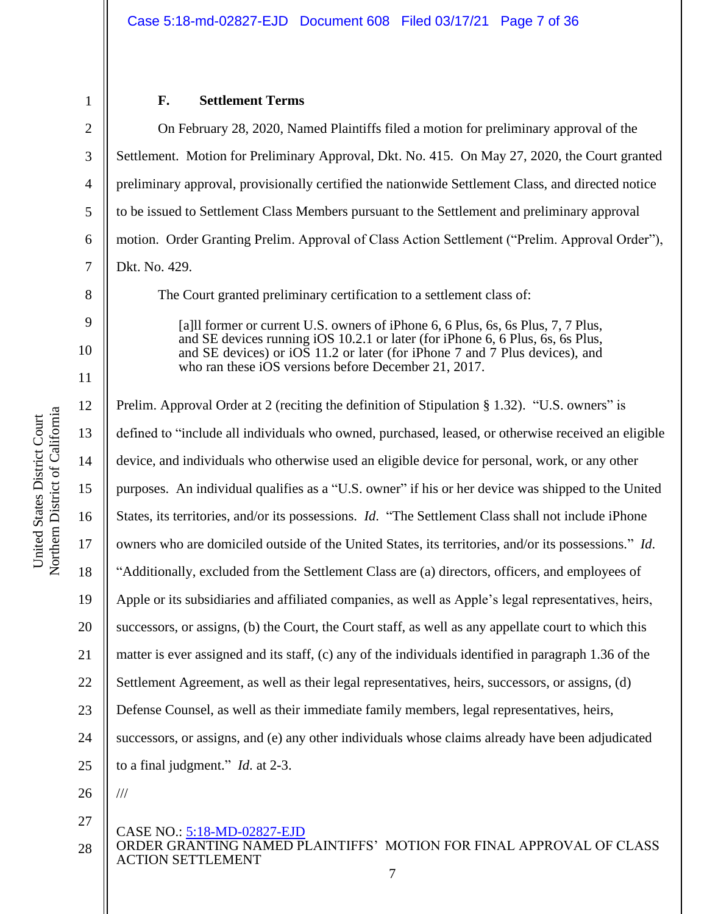### F. Settlement Terms

On February 28, 2020, Named Plaintiffs filed a motion for preliminary approval of the Settlement. Motion for Preliminary Approval, Dkt. No. 415. On May 27, 2020, the Court granted preliminary approval, provisionally certified the nationwide Settlement Class, and directed notice to be issued to Settlement Class Members pursuant to the Settlement and preliminary approval motion. Order Granting Prelim. Approval of Class Action Settlement ("Prelim. Approval Order"), Dkt. No. 429.

The Court granted preliminary certification to a settlement class of:

> [a]ll former or current U.S. owners of iPhone 6, 6 Plus, 6s, 6s Plus, 7, 7 Plus, and SE devices running iOS 10.2.1 or later (for iPhone 6, 6 Plus, 6s, 6s Plus, and SE devices) or iOS 11.2 or later (for iPhone 7 and 7 Plus devices), and who ran these iOS versions before December 21, 2017.

Prelim. Approval Order at 2 (reciting the definition of Stipulation § 1.32). "U.S. owners" is defined to "include all individuals who owned, purchased, leased, or otherwise received an eligible device, and individuals who otherwise used an eligible device for personal, work, or any other purposes. An individual qualifies as a "U.S. owner" if his or her device was shipped to the United States, its territories, and/or its possessions. *Id.* "The Settlement Class shall not include iPhone owners who are domiciled outside of the United States, its territories, and/or its possessions." *Id.* "Additionally, excluded from the Settlement Class are (a) directors, officers, and employees of Apple or its subsidiaries and affiliated companies, as well as Apple's legal representatives, heirs, successors, or assigns, (b) the Court, the Court staff, as well as any appellate court to which this matter is ever assigned and its staff, (c) any of the individuals identified in paragraph 1.36 of the Settlement Agreement, as well as their legal representatives, heirs, successors, or assigns, (d) Defense Counsel, as well as their immediate family members, legal representatives, heirs, successors, or assigns, and (e) any other individuals whose claims already have been adjudicated to a final judgment." *Id.* at 2-3.

///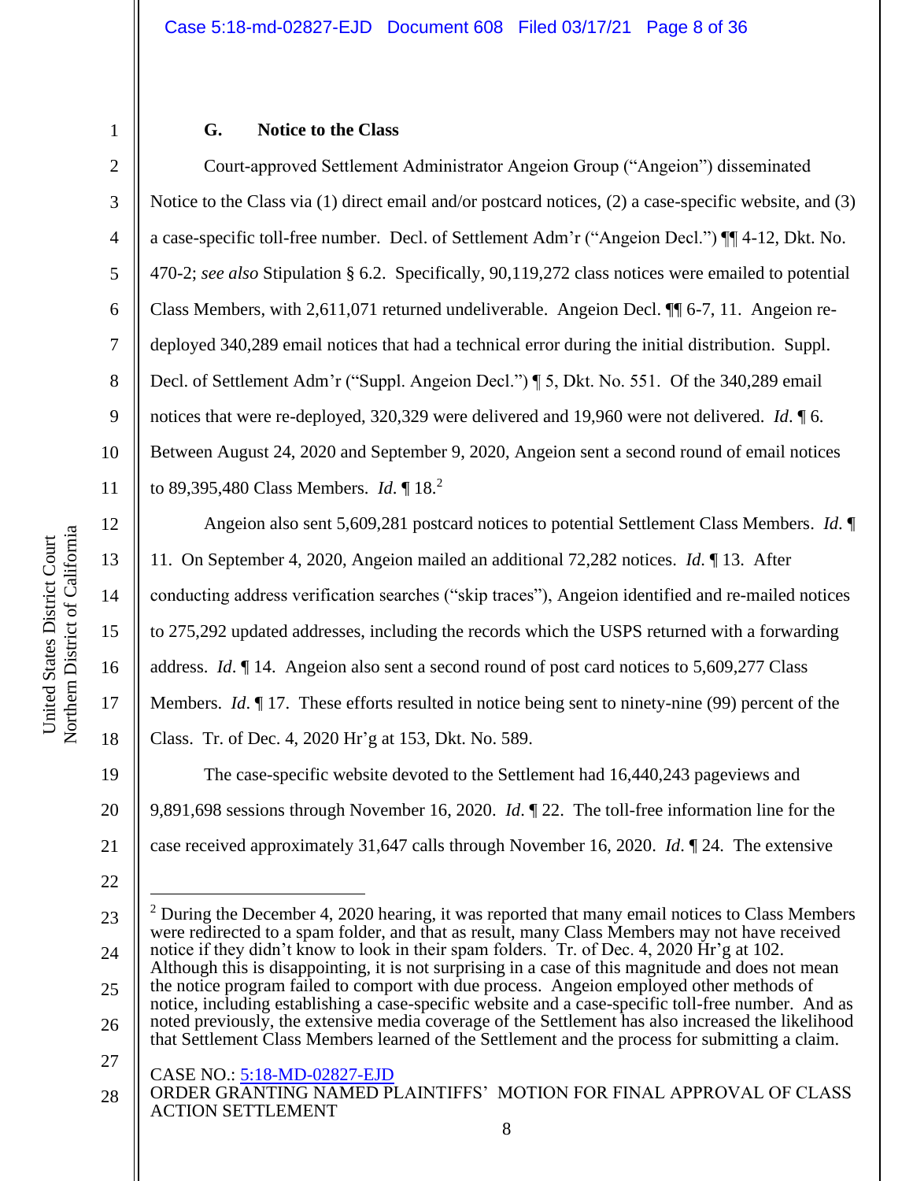### G. Notice to the Class

Court-approved Settlement Administrator Angeion Group ("Angeion") disseminated Notice to the Class via (1) direct email and/or postcard notices, (2) a case-specific website, and (3) a case-specific toll-free number. Decl. of Settlement Adm'r ("Angeion Decl.") ¶¶ 4-12, Dkt. No. 470-2; *see also* Stipulation § 6.2. Specifically, 90,119,272 class notices were emailed to potential Class Members, with 2,611,071 returned undeliverable. Angeion Decl. ¶¶ 6-7, 11. Angeion re-deployed 340,289 email notices that had a technical error during the initial distribution. Suppl. Decl. of Settlement Adm'r ("Suppl. Angeion Decl.") ¶ 5, Dkt. No. 551. Of the 340,289 email notices that were re-deployed, 320,329 were delivered and 19,960 were not delivered. *Id*. ¶ 6. Between August 24, 2020 and September 9, 2020, Angeion sent a second round of email notices to 89,395,480 Class Members. *Id*. ¶ 18.[2]

Angeion also sent 5,609,281 postcard notices to potential Settlement Class Members. *Id*. ¶ 11. On September 4, 2020, Angeion mailed an additional 72,282 notices. *Id*. ¶ 13. After conducting address verification searches ("skip traces"), Angeion identified and re-mailed notices to 275,292 updated addresses, including the records which the USPS returned with a forwarding address. *Id*. ¶ 14. Angeion also sent a second round of post card notices to 5,609,277 Class Members. *Id*. ¶ 17. These efforts resulted in notice being sent to ninety-nine (99) percent of the Class. Tr. of Dec. 4, 2020 Hr'g at 153, Dkt. No. 589.

The case-specific website devoted to the Settlement had 16,440,243 pageviews and 9,891,698 sessions through November 16, 2020. *Id*. ¶ 22. The toll-free information line for the case received approximately 31,647 calls through November 16, 2020. *Id*. ¶ 24. The extensive

---

[2] During the December 4, 2020 hearing, it was reported that many email notices to Class Members were redirected to a spam folder, and that as result, many Class Members may not have received notice if they didn't know to look in their spam folders. Tr. of Dec. 4, 2020 Hr'g at 102. Although this is disappointing, it is not surprising in a case of this magnitude and does not mean the notice program failed to comport with due process. Angeion employed other methods of notice, including establishing a case-specific website and a case-specific toll-free number. And as noted previously, the extensive media coverage of the Settlement has also increased the likelihood that Settlement Class Members learned of the Settlement and the process for submitting a claim.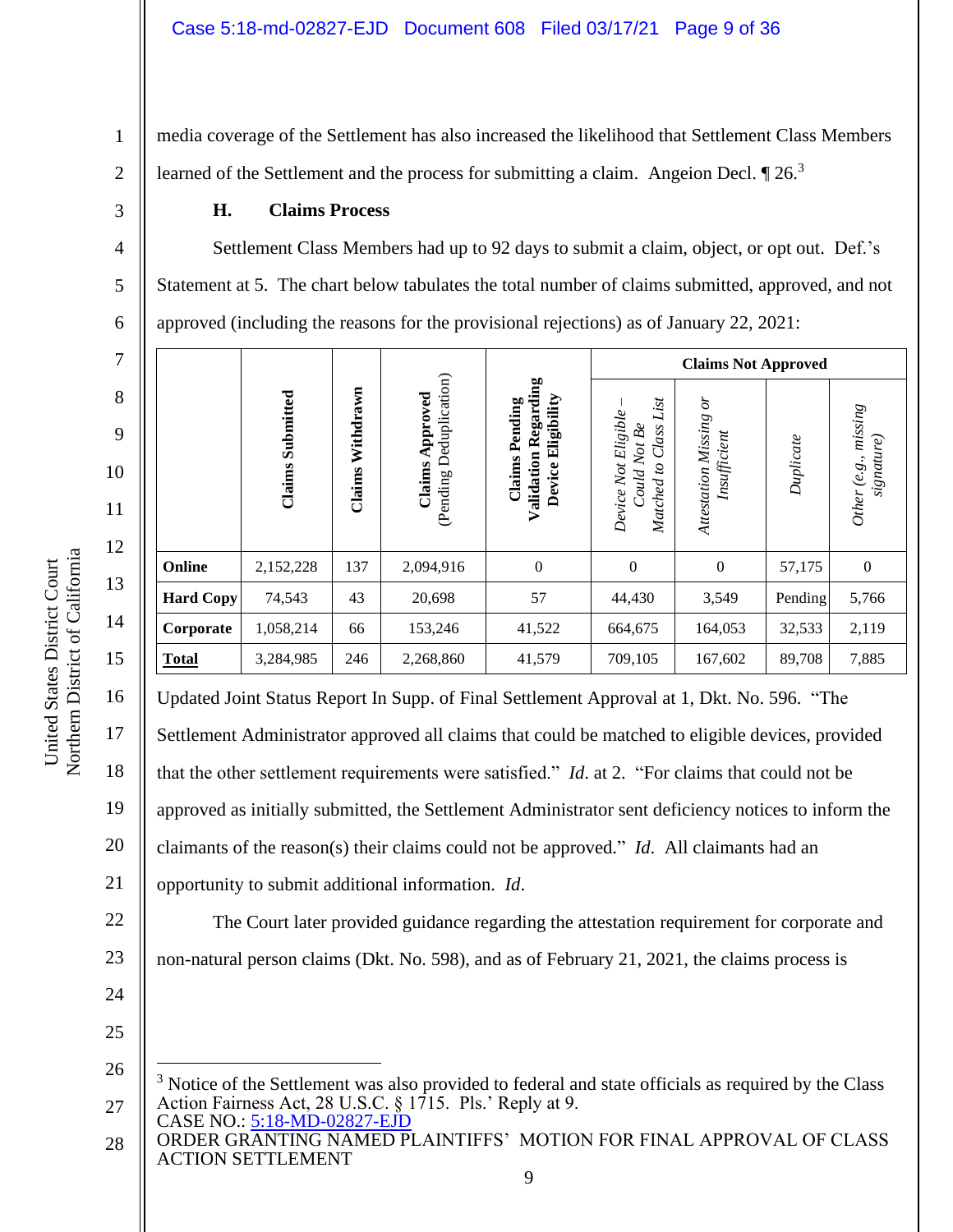media coverage of the Settlement has also increased the likelihood that Settlement Class Members learned of the Settlement and the process for submitting a claim. Angeion Decl. ¶ 26.[3]

### H. Claims Process

Settlement Class Members had up to 92 days to submit a claim, object, or opt out. Def.'s Statement at 5. The chart below tabulates the total number of claims submitted, approved, and not approved (including the reasons for the provisional rejections) as of January 22, 2021:

| | **Claims Submitted** | **Claims Withdrawn** | **Claims Approved** (Pending Deduplication) | **Claims Pending Validation Regarding Device Eligibility** | **Claims Not Approved** | | | |
|---|---|---|---|---|---|---|---|---|
| | | | | | *Device Not Eligible – Could Not Be Matched to Class List* | *Attestation Missing or Insufficient* | *Duplicate* | *Other (e.g., missing signature)* |
| **Online** | 2,152,228 | 137 | 2,094,916 | 0 | 0 | 0 | 57,175 | 0 |
| **Hard Copy** | 74,543 | 43 | 20,698 | 57 | 44,430 | 3,549 | Pending | 5,766 |
| **Corporate** | 1,058,214 | 66 | 153,246 | 41,522 | 664,675 | 164,053 | 32,533 | 2,119 |
| **Total** | 3,284,985 | 246 | 2,268,860 | 41,579 | 709,105 | 167,602 | 89,708 | 7,885 |

Updated Joint Status Report In Supp. of Final Settlement Approval at 1, Dkt. No. 596. "The Settlement Administrator approved all claims that could be matched to eligible devices, provided that the other settlement requirements were satisfied." *Id.* at 2. "For claims that could not be approved as initially submitted, the Settlement Administrator sent deficiency notices to inform the claimants of the reason(s) their claims could not be approved." *Id.* All claimants had an opportunity to submit additional information. *Id.*

The Court later provided guidance regarding the attestation requirement for corporate and non-natural person claims (Dkt. No. 598), and as of February 21, 2021, the claims process is

[3] Notice of the Settlement was also provided to federal and state officials as required by the Class Action Fairness Act, 28 U.S.C. § 1715. Pls.' Reply at 9.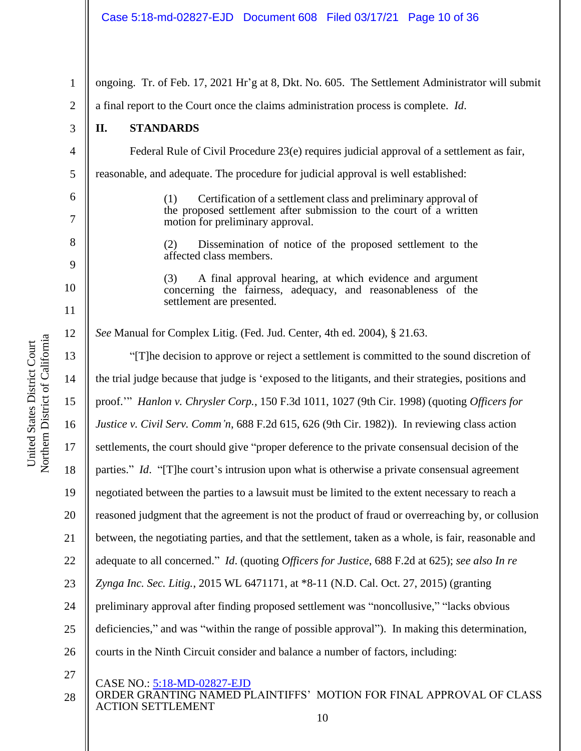ongoing. Tr. of Feb. 17, 2021 Hr'g at 8, Dkt. No. 605. The Settlement Administrator will submit a final report to the Court once the claims administration process is complete. *Id*.

## II. STANDARDS

Federal Rule of Civil Procedure 23(e) requires judicial approval of a settlement as fair, reasonable, and adequate. The procedure for judicial approval is well established:

> (1) Certification of a settlement class and preliminary approval of the proposed settlement after submission to the court of a written motion for preliminary approval.
>
> (2) Dissemination of notice of the proposed settlement to the affected class members.
>
> (3) A final approval hearing, at which evidence and argument concerning the fairness, adequacy, and reasonableness of the settlement are presented.

*See* Manual for Complex Litig. (Fed. Jud. Center, 4th ed. 2004), § 21.63.

"[T]he decision to approve or reject a settlement is committed to the sound discretion of the trial judge because that judge is 'exposed to the litigants, and their strategies, positions and proof.'" *Hanlon v. Chrysler Corp.*, 150 F.3d 1011, 1027 (9th Cir. 1998) (quoting *Officers for Justice v. Civil Serv. Comm'n*, 688 F.2d 615, 626 (9th Cir. 1982)). In reviewing class action settlements, the court should give "proper deference to the private consensual decision of the parties." *Id*. "[T]he court's intrusion upon what is otherwise a private consensual agreement negotiated between the parties to a lawsuit must be limited to the extent necessary to reach a reasoned judgment that the agreement is not the product of fraud or overreaching by, or collusion between, the negotiating parties, and that the settlement, taken as a whole, is fair, reasonable and adequate to all concerned." *Id*. (quoting *Officers for Justice*, 688 F.2d at 625); *see also In re Zynga Inc. Sec. Litig.*, 2015 WL 6471171, at *8-11 (N.D. Cal. Oct. 27, 2015) (granting preliminary approval after finding proposed settlement was "noncollusive," "lacks obvious deficiencies," and was "within the range of possible approval"). In making this determination, courts in the Ninth Circuit consider and balance a number of factors, including: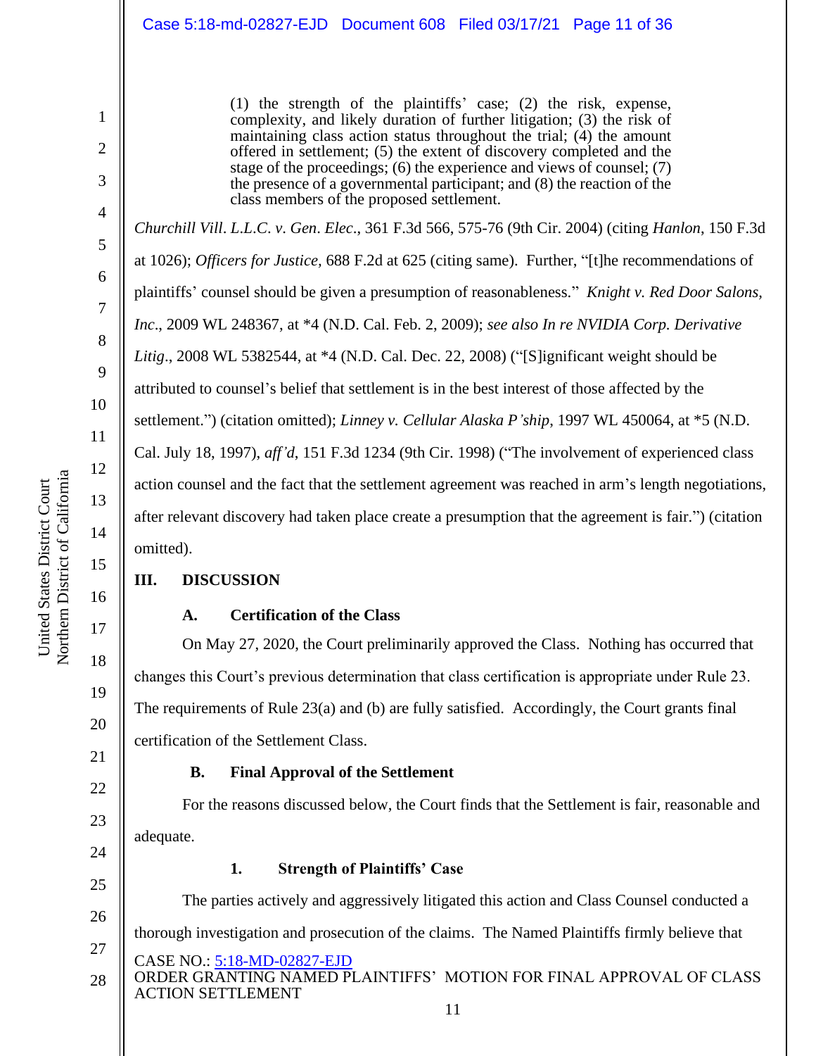> (1) the strength of the plaintiffs' case; (2) the risk, expense, complexity, and likely duration of further litigation; (3) the risk of maintaining class action status throughout the trial; (4) the amount offered in settlement; (5) the extent of discovery completed and the stage of the proceedings; (6) the experience and views of counsel; (7) the presence of a governmental participant; and (8) the reaction of the class members of the proposed settlement.

*Churchill Vill. L.L.C. v. Gen. Elec.*, 361 F.3d 566, 575-76 (9th Cir. 2004) (citing *Hanlon*, 150 F.3d at 1026); *Officers for Justice,* 688 F.2d at 625 (citing same). Further, "[t]he recommendations of plaintiffs' counsel should be given a presumption of reasonableness." *Knight v. Red Door Salons, Inc*., 2009 WL 248367, at *4 (N.D. Cal. Feb. 2, 2009); *see also In re NVIDIA Corp. Derivative Litig*., 2008 WL 5382544, at *4 (N.D. Cal. Dec. 22, 2008) ("[S]ignificant weight should be attributed to counsel's belief that settlement is in the best interest of those affected by the settlement.") (citation omitted); *Linney v. Cellular Alaska P'ship,* 1997 WL 450064, at *5 (N.D. Cal. July 18, 1997), *aff'd*, 151 F.3d 1234 (9th Cir. 1998) ("The involvement of experienced class action counsel and the fact that the settlement agreement was reached in arm's length negotiations, after relevant discovery had taken place create a presumption that the agreement is fair.") (citation omitted).

## III. DISCUSSION

### A. Certification of the Class

On May 27, 2020, the Court preliminarily approved the Class. Nothing has occurred that changes this Court's previous determination that class certification is appropriate under Rule 23. The requirements of Rule 23(a) and (b) are fully satisfied. Accordingly, the Court grants final certification of the Settlement Class.

### B. Final Approval of the Settlement

For the reasons discussed below, the Court finds that the Settlement is fair, reasonable and adequate.

#### 1. Strength of Plaintiffs' Case

The parties actively and aggressively litigated this action and Class Counsel conducted a thorough investigation and prosecution of the claims. The Named Plaintiffs firmly believe that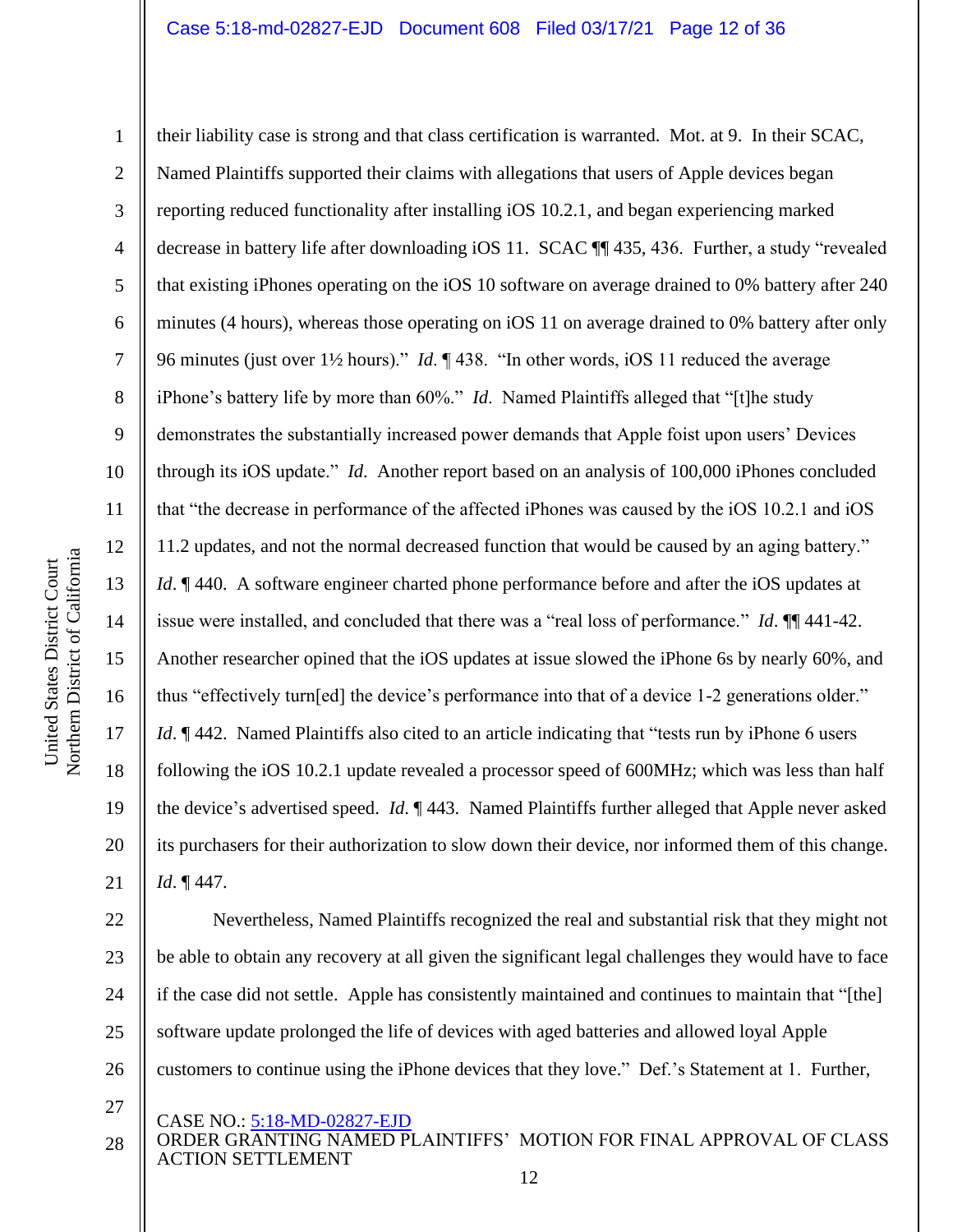their liability case is strong and that class certification is warranted. Mot. at 9. In their SCAC, Named Plaintiffs supported their claims with allegations that users of Apple devices began reporting reduced functionality after installing iOS 10.2.1, and began experiencing marked decrease in battery life after downloading iOS 11. SCAC ¶¶ 435, 436. Further, a study "revealed that existing iPhones operating on the iOS 10 software on average drained to 0% battery after 240 minutes (4 hours), whereas those operating on iOS 11 on average drained to 0% battery after only 96 minutes (just over 1½ hours)." *Id*. ¶ 438. "In other words, iOS 11 reduced the average iPhone's battery life by more than 60%." *Id*. Named Plaintiffs alleged that "[t]he study demonstrates the substantially increased power demands that Apple foist upon users' Devices through its iOS update." *Id*. Another report based on an analysis of 100,000 iPhones concluded that "the decrease in performance of the affected iPhones was caused by the iOS 10.2.1 and iOS 11.2 updates, and not the normal decreased function that would be caused by an aging battery." *Id*. ¶ 440. A software engineer charted phone performance before and after the iOS updates at issue were installed, and concluded that there was a "real loss of performance." *Id*. ¶¶ 441-42. Another researcher opined that the iOS updates at issue slowed the iPhone 6s by nearly 60%, and thus "effectively turn[ed] the device's performance into that of a device 1-2 generations older." *Id*. ¶ 442. Named Plaintiffs also cited to an article indicating that "tests run by iPhone 6 users following the iOS 10.2.1 update revealed a processor speed of 600MHz; which was less than half the device's advertised speed. *Id*. ¶ 443. Named Plaintiffs further alleged that Apple never asked its purchasers for their authorization to slow down their device, nor informed them of this change. *Id*. ¶ 447.

Nevertheless, Named Plaintiffs recognized the real and substantial risk that they might not be able to obtain any recovery at all given the significant legal challenges they would have to face if the case did not settle. Apple has consistently maintained and continues to maintain that "[the] software update prolonged the life of devices with aged batteries and allowed loyal Apple customers to continue using the iPhone devices that they love." Def.'s Statement at 1. Further,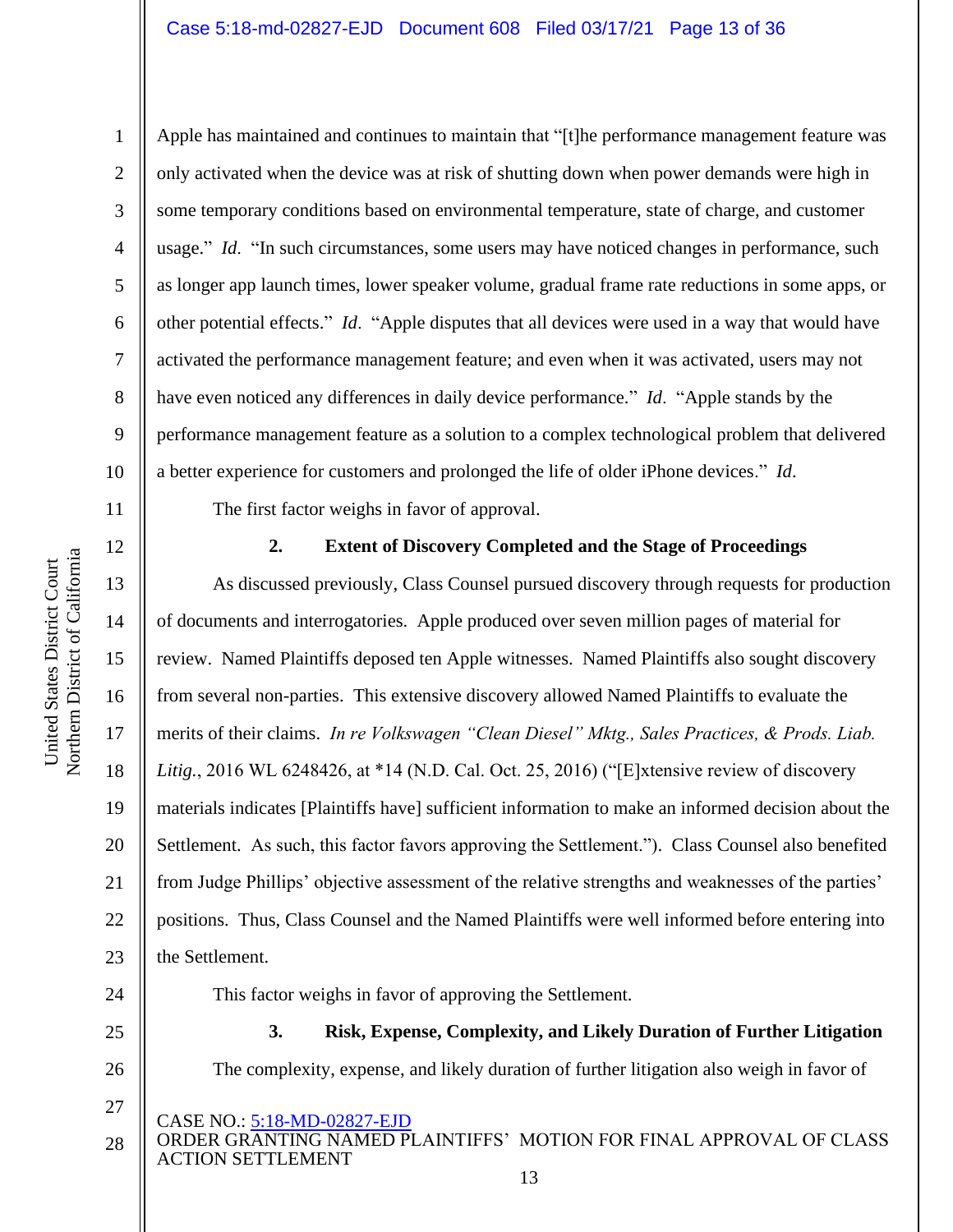Apple has maintained and continues to maintain that "[t]he performance management feature was only activated when the device was at risk of shutting down when power demands were high in some temporary conditions based on environmental temperature, state of charge, and customer usage." *Id*. "In such circumstances, some users may have noticed changes in performance, such as longer app launch times, lower speaker volume, gradual frame rate reductions in some apps, or other potential effects." *Id*. "Apple disputes that all devices were used in a way that would have activated the performance management feature; and even when it was activated, users may not have even noticed any differences in daily device performance." *Id*. "Apple stands by the performance management feature as a solution to a complex technological problem that delivered a better experience for customers and prolonged the life of older iPhone devices." *Id*.

The first factor weighs in favor of approval.

**2. Extent of Discovery Completed and the Stage of Proceedings**

As discussed previously, Class Counsel pursued discovery through requests for production of documents and interrogatories. Apple produced over seven million pages of material for review. Named Plaintiffs deposed ten Apple witnesses. Named Plaintiffs also sought discovery from several non-parties. This extensive discovery allowed Named Plaintiffs to evaluate the merits of their claims. *In re Volkswagen "Clean Diesel" Mktg., Sales Practices, & Prods. Liab. Litig.*, 2016 WL 6248426, at *14 (N.D. Cal. Oct. 25, 2016) ("[E]xtensive review of discovery materials indicates [Plaintiffs have] sufficient information to make an informed decision about the Settlement. As such, this factor favors approving the Settlement."). Class Counsel also benefited from Judge Phillips' objective assessment of the relative strengths and weaknesses of the parties' positions. Thus, Class Counsel and the Named Plaintiffs were well informed before entering into the Settlement.

This factor weighs in favor of approving the Settlement.

**3. Risk, Expense, Complexity, and Likely Duration of Further Litigation**

The complexity, expense, and likely duration of further litigation also weigh in favor of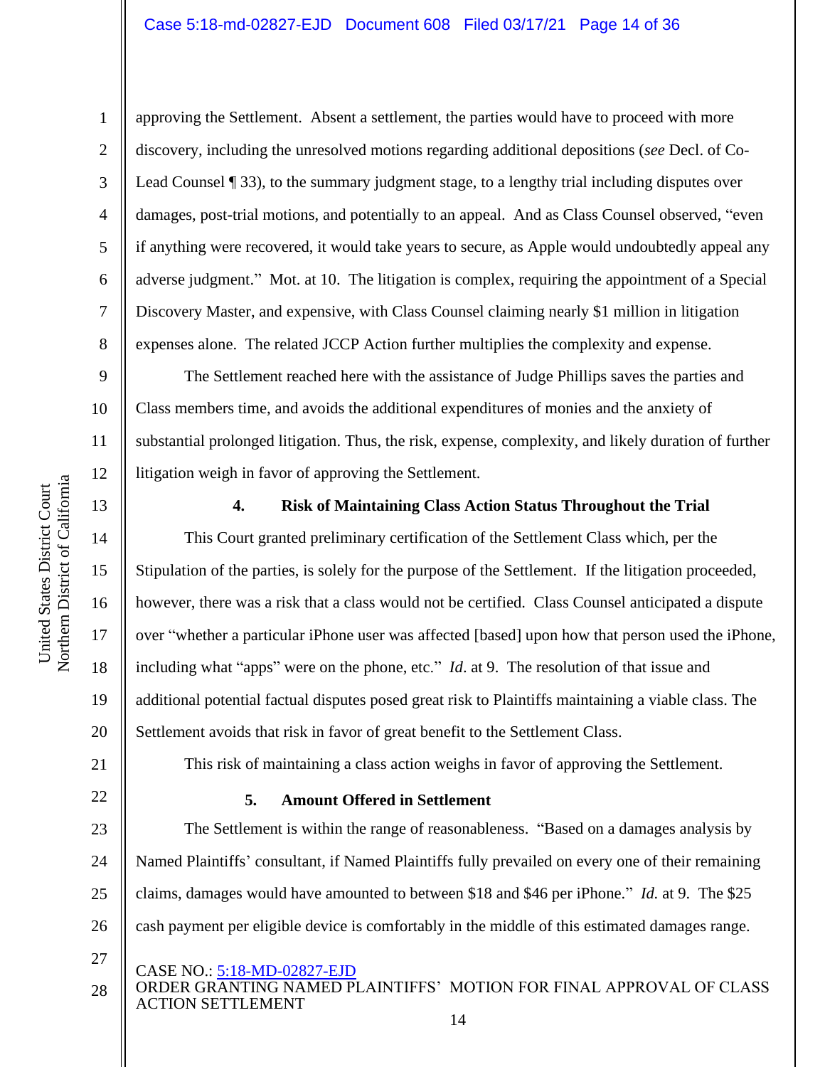approving the Settlement. Absent a settlement, the parties would have to proceed with more discovery, including the unresolved motions regarding additional depositions (*see* Decl. of Co-Lead Counsel ¶ 33), to the summary judgment stage, to a lengthy trial including disputes over damages, post-trial motions, and potentially to an appeal. And as Class Counsel observed, "even if anything were recovered, it would take years to secure, as Apple would undoubtedly appeal any adverse judgment." Mot. at 10. The litigation is complex, requiring the appointment of a Special Discovery Master, and expensive, with Class Counsel claiming nearly $1 million in litigation expenses alone. The related JCCP Action further multiplies the complexity and expense.

The Settlement reached here with the assistance of Judge Phillips saves the parties and Class members time, and avoids the additional expenditures of monies and the anxiety of substantial prolonged litigation. Thus, the risk, expense, complexity, and likely duration of further litigation weigh in favor of approving the Settlement.

**4. Risk of Maintaining Class Action Status Throughout the Trial**

This Court granted preliminary certification of the Settlement Class which, per the Stipulation of the parties, is solely for the purpose of the Settlement. If the litigation proceeded, however, there was a risk that a class would not be certified. Class Counsel anticipated a dispute over "whether a particular iPhone user was affected [based] upon how that person used the iPhone, including what "apps" were on the phone, etc." *Id*. at 9. The resolution of that issue and additional potential factual disputes posed great risk to Plaintiffs maintaining a viable class. The Settlement avoids that risk in favor of great benefit to the Settlement Class.

This risk of maintaining a class action weighs in favor of approving the Settlement.

**5. Amount Offered in Settlement**

The Settlement is within the range of reasonableness. "Based on a damages analysis by Named Plaintiffs' consultant, if Named Plaintiffs fully prevailed on every one of their remaining claims, damages would have amounted to between $18 and $46 per iPhone." *Id.* at 9. The $25 cash payment per eligible device is comfortably in the middle of this estimated damages range.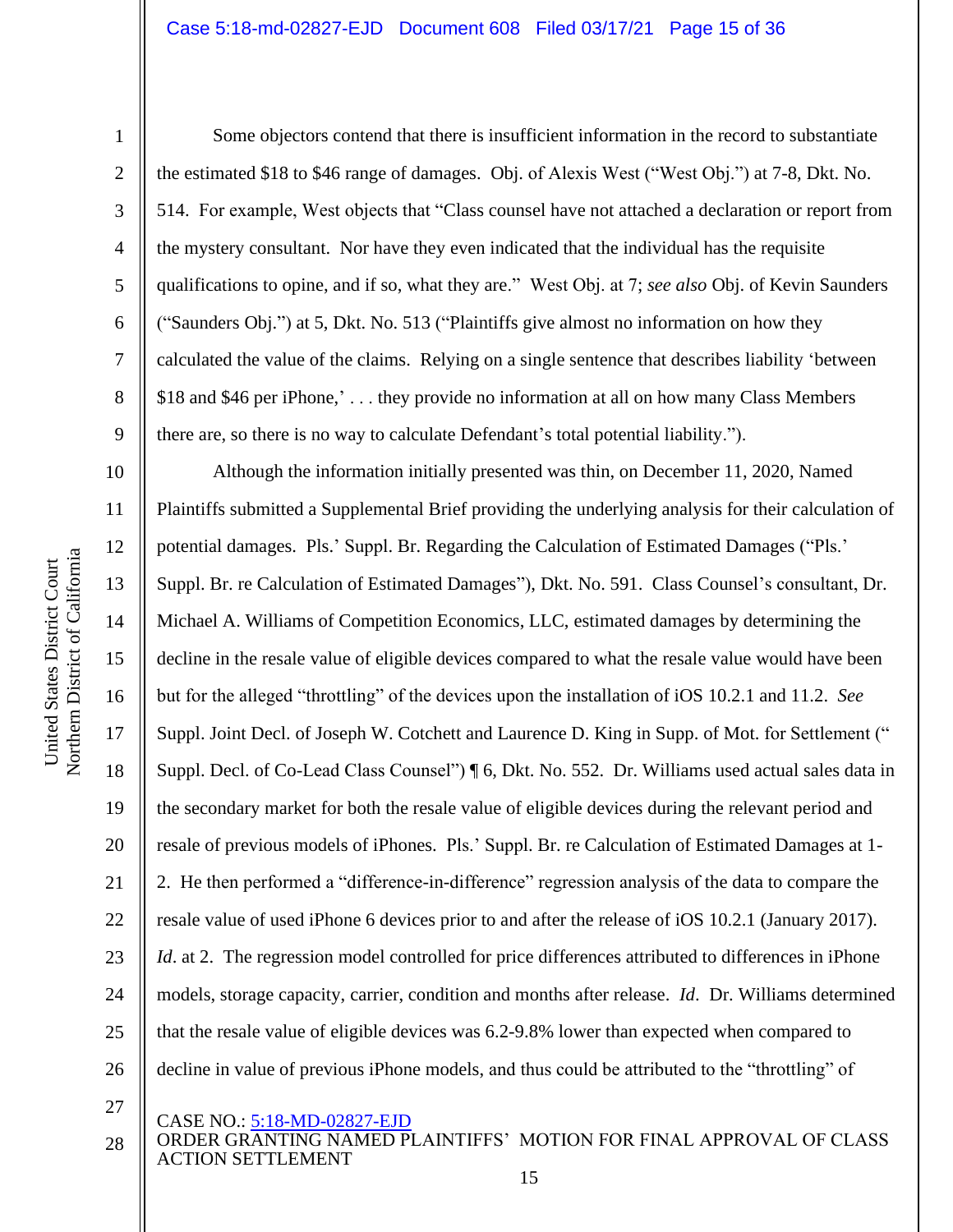Some objectors contend that there is insufficient information in the record to substantiate the estimated $18 to $46 range of damages. Obj. of Alexis West ("West Obj.") at 7-8, Dkt. No. 514. For example, West objects that "Class counsel have not attached a declaration or report from the mystery consultant. Nor have they even indicated that the individual has the requisite qualifications to opine, and if so, what they are." West Obj. at 7; *see also* Obj. of Kevin Saunders ("Saunders Obj.") at 5, Dkt. No. 513 ("Plaintiffs give almost no information on how they calculated the value of the claims. Relying on a single sentence that describes liability 'between $18 and $46 per iPhone,' . . . they provide no information at all on how many Class Members there are, so there is no way to calculate Defendant's total potential liability.").

Although the information initially presented was thin, on December 11, 2020, Named Plaintiffs submitted a Supplemental Brief providing the underlying analysis for their calculation of potential damages. Pls.' Suppl. Br. Regarding the Calculation of Estimated Damages ("Pls.' Suppl. Br. re Calculation of Estimated Damages"), Dkt. No. 591. Class Counsel's consultant, Dr. Michael A. Williams of Competition Economics, LLC, estimated damages by determining the decline in the resale value of eligible devices compared to what the resale value would have been but for the alleged "throttling" of the devices upon the installation of iOS 10.2.1 and 11.2. *See* Suppl. Joint Decl. of Joseph W. Cotchett and Laurence D. King in Supp. of Mot. for Settlement (" Suppl. Decl. of Co-Lead Class Counsel") ¶ 6, Dkt. No. 552. Dr. Williams used actual sales data in the secondary market for both the resale value of eligible devices during the relevant period and resale of previous models of iPhones. Pls.' Suppl. Br. re Calculation of Estimated Damages at 1-2. He then performed a "difference-in-difference" regression analysis of the data to compare the resale value of used iPhone 6 devices prior to and after the release of iOS 10.2.1 (January 2017). *Id*. at 2. The regression model controlled for price differences attributed to differences in iPhone models, storage capacity, carrier, condition and months after release. *Id*. Dr. Williams determined that the resale value of eligible devices was 6.2-9.8% lower than expected when compared to decline in value of previous iPhone models, and thus could be attributed to the "throttling" of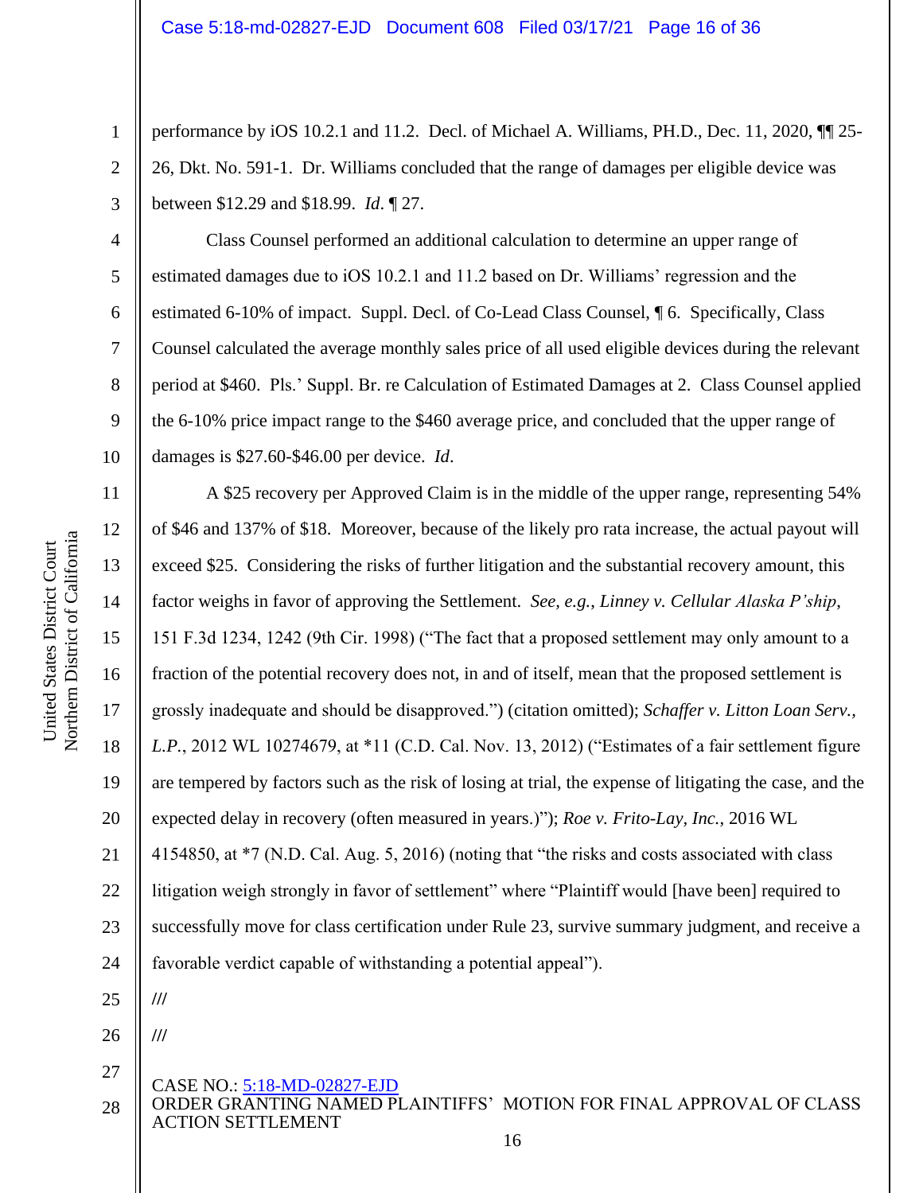performance by iOS 10.2.1 and 11.2. Decl. of Michael A. Williams, PH.D., Dec. 11, 2020, ¶¶ 25-26, Dkt. No. 591-1. Dr. Williams concluded that the range of damages per eligible device was between $12.29 and $18.99. *Id.* ¶ 27.

Class Counsel performed an additional calculation to determine an upper range of estimated damages due to iOS 10.2.1 and 11.2 based on Dr. Williams' regression and the estimated 6-10% of impact. Suppl. Decl. of Co-Lead Class Counsel, ¶ 6. Specifically, Class Counsel calculated the average monthly sales price of all used eligible devices during the relevant period at $460. Pls.' Suppl. Br. re Calculation of Estimated Damages at 2. Class Counsel applied the 6-10% price impact range to the $460 average price, and concluded that the upper range of damages is $27.60-$46.00 per device. *Id*.

A $25 recovery per Approved Claim is in the middle of the upper range, representing 54% of $46 and 137% of $18. Moreover, because of the likely pro rata increase, the actual payout will exceed $25. Considering the risks of further litigation and the substantial recovery amount, this factor weighs in favor of approving the Settlement. *See, e.g.*, *Linney v. Cellular Alaska P'ship*, 151 F.3d 1234, 1242 (9th Cir. 1998) ("The fact that a proposed settlement may only amount to a fraction of the potential recovery does not, in and of itself, mean that the proposed settlement is grossly inadequate and should be disapproved.") (citation omitted); *Schaffer v. Litton Loan Serv., L.P.*, 2012 WL 10274679, at *11 (C.D. Cal. Nov. 13, 2012) ("Estimates of a fair settlement figure are tempered by factors such as the risk of losing at trial, the expense of litigating the case, and the expected delay in recovery (often measured in years.)"); *Roe v. Frito-Lay, Inc.*, 2016 WL 4154850, at *7 (N.D. Cal. Aug. 5, 2016) (noting that "the risks and costs associated with class litigation weigh strongly in favor of settlement" where "Plaintiff would [have been] required to successfully move for class certification under Rule 23, survive summary judgment, and receive a favorable verdict capable of withstanding a potential appeal").

///

///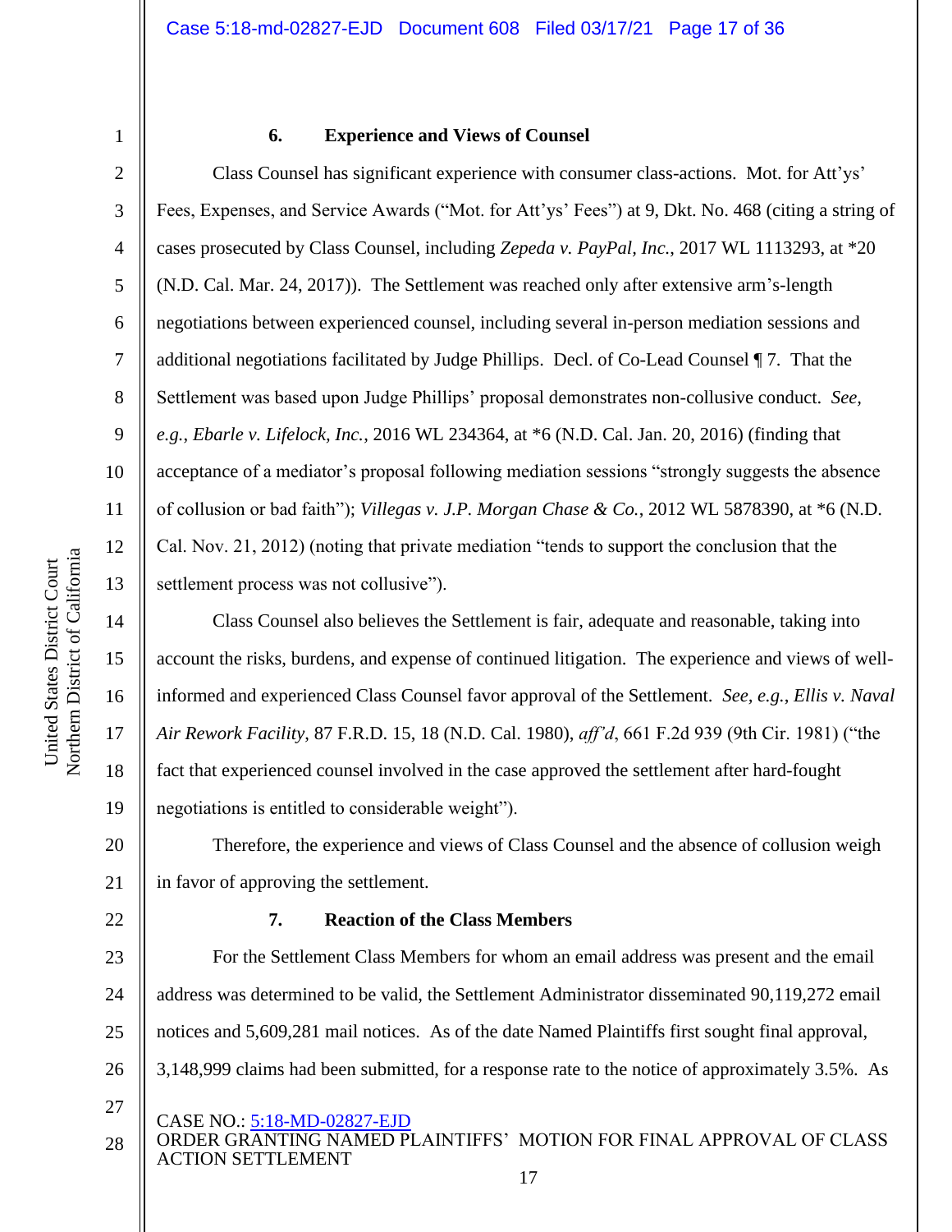#### 6. Experience and Views of Counsel

Class Counsel has significant experience with consumer class-actions. Mot. for Att'ys' Fees, Expenses, and Service Awards ("Mot. for Att'ys' Fees") at 9, Dkt. No. 468 (citing a string of cases prosecuted by Class Counsel, including *Zepeda v. PayPal, Inc.*, 2017 WL 1113293, at *20 (N.D. Cal. Mar. 24, 2017)). The Settlement was reached only after extensive arm's-length negotiations between experienced counsel, including several in-person mediation sessions and additional negotiations facilitated by Judge Phillips. Decl. of Co-Lead Counsel ¶ 7. That the Settlement was based upon Judge Phillips' proposal demonstrates non-collusive conduct. *See, e.g.*, *Ebarle v. Lifelock, Inc.*, 2016 WL 234364, at *6 (N.D. Cal. Jan. 20, 2016) (finding that acceptance of a mediator's proposal following mediation sessions "strongly suggests the absence of collusion or bad faith"); *Villegas v. J.P. Morgan Chase & Co.*, 2012 WL 5878390, at *6 (N.D. Cal. Nov. 21, 2012) (noting that private mediation "tends to support the conclusion that the settlement process was not collusive").

Class Counsel also believes the Settlement is fair, adequate and reasonable, taking into account the risks, burdens, and expense of continued litigation. The experience and views of well-informed and experienced Class Counsel favor approval of the Settlement. *See, e.g.*, *Ellis v. Naval Air Rework Facility*, 87 F.R.D. 15, 18 (N.D. Cal. 1980), *aff'd*, 661 F.2d 939 (9th Cir. 1981) ("the fact that experienced counsel involved in the case approved the settlement after hard-fought negotiations is entitled to considerable weight").

Therefore, the experience and views of Class Counsel and the absence of collusion weigh in favor of approving the settlement.

#### 7. Reaction of the Class Members

For the Settlement Class Members for whom an email address was present and the email address was determined to be valid, the Settlement Administrator disseminated 90,119,272 email notices and 5,609,281 mail notices. As of the date Named Plaintiffs first sought final approval, 3,148,999 claims had been submitted, for a response rate to the notice of approximately 3.5%. As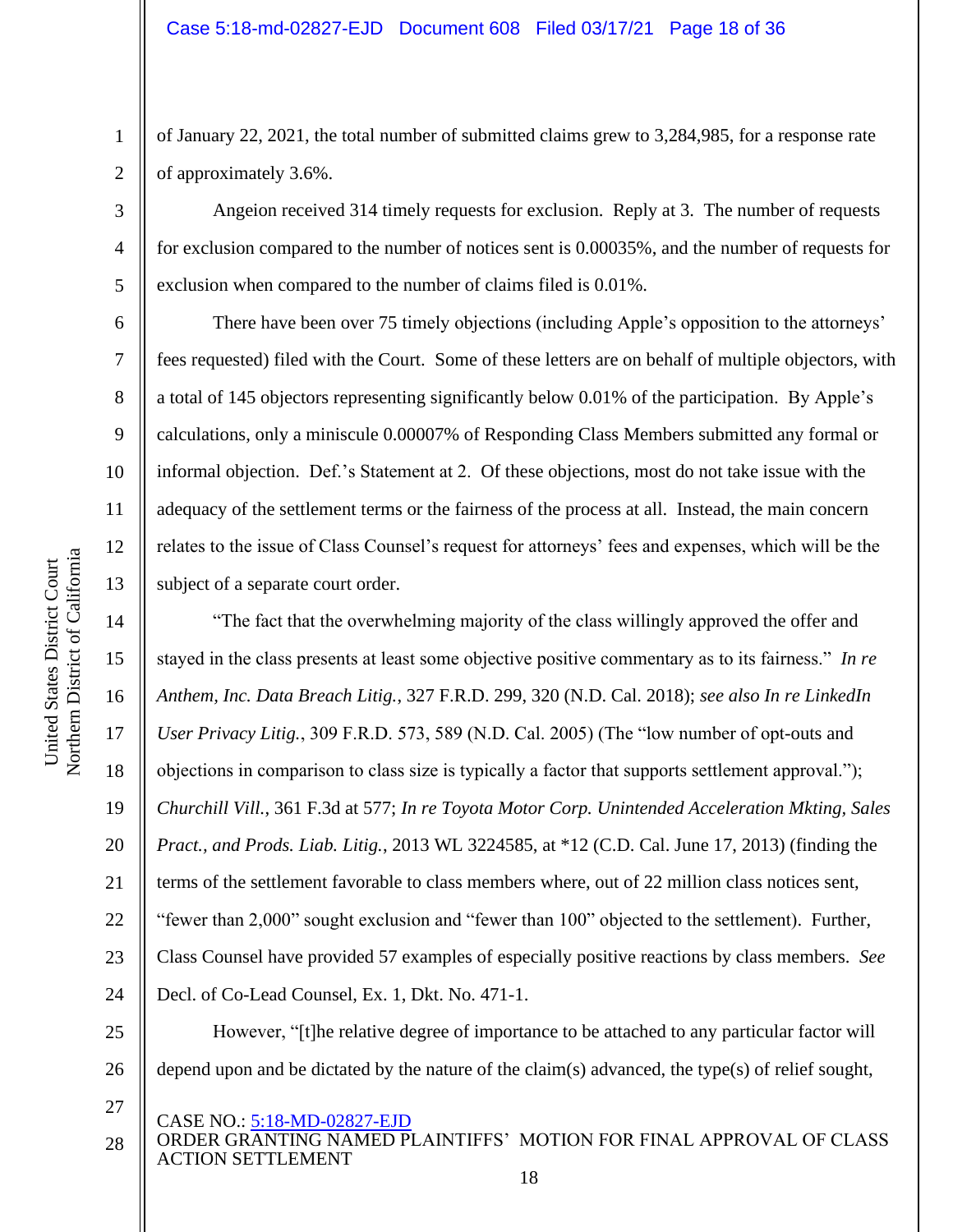of January 22, 2021, the total number of submitted claims grew to 3,284,985, for a response rate of approximately 3.6%.

Angeion received 314 timely requests for exclusion. Reply at 3. The number of requests for exclusion compared to the number of notices sent is 0.00035%, and the number of requests for exclusion when compared to the number of claims filed is 0.01%.

There have been over 75 timely objections (including Apple's opposition to the attorneys' fees requested) filed with the Court. Some of these letters are on behalf of multiple objectors, with a total of 145 objectors representing significantly below 0.01% of the participation. By Apple's calculations, only a miniscule 0.00007% of Responding Class Members submitted any formal or informal objection. Def.'s Statement at 2. Of these objections, most do not take issue with the adequacy of the settlement terms or the fairness of the process at all. Instead, the main concern relates to the issue of Class Counsel's request for attorneys' fees and expenses, which will be the subject of a separate court order.

"The fact that the overwhelming majority of the class willingly approved the offer and stayed in the class presents at least some objective positive commentary as to its fairness." *In re Anthem, Inc. Data Breach Litig.*, 327 F.R.D. 299, 320 (N.D. Cal. 2018); *see also In re LinkedIn User Privacy Litig.*, 309 F.R.D. 573, 589 (N.D. Cal. 2005) (The "low number of opt-outs and objections in comparison to class size is typically a factor that supports settlement approval."); *Churchill Vill.*, 361 F.3d at 577; *In re Toyota Motor Corp. Unintended Acceleration Mkting, Sales Pract., and Prods. Liab. Litig.*, 2013 WL 3224585, at *12 (C.D. Cal. June 17, 2013) (finding the terms of the settlement favorable to class members where, out of 22 million class notices sent, "fewer than 2,000" sought exclusion and "fewer than 100" objected to the settlement). Further, Class Counsel have provided 57 examples of especially positive reactions by class members. *See* Decl. of Co-Lead Counsel, Ex. 1, Dkt. No. 471-1.

However, "[t]he relative degree of importance to be attached to any particular factor will depend upon and be dictated by the nature of the claim(s) advanced, the type(s) of relief sought,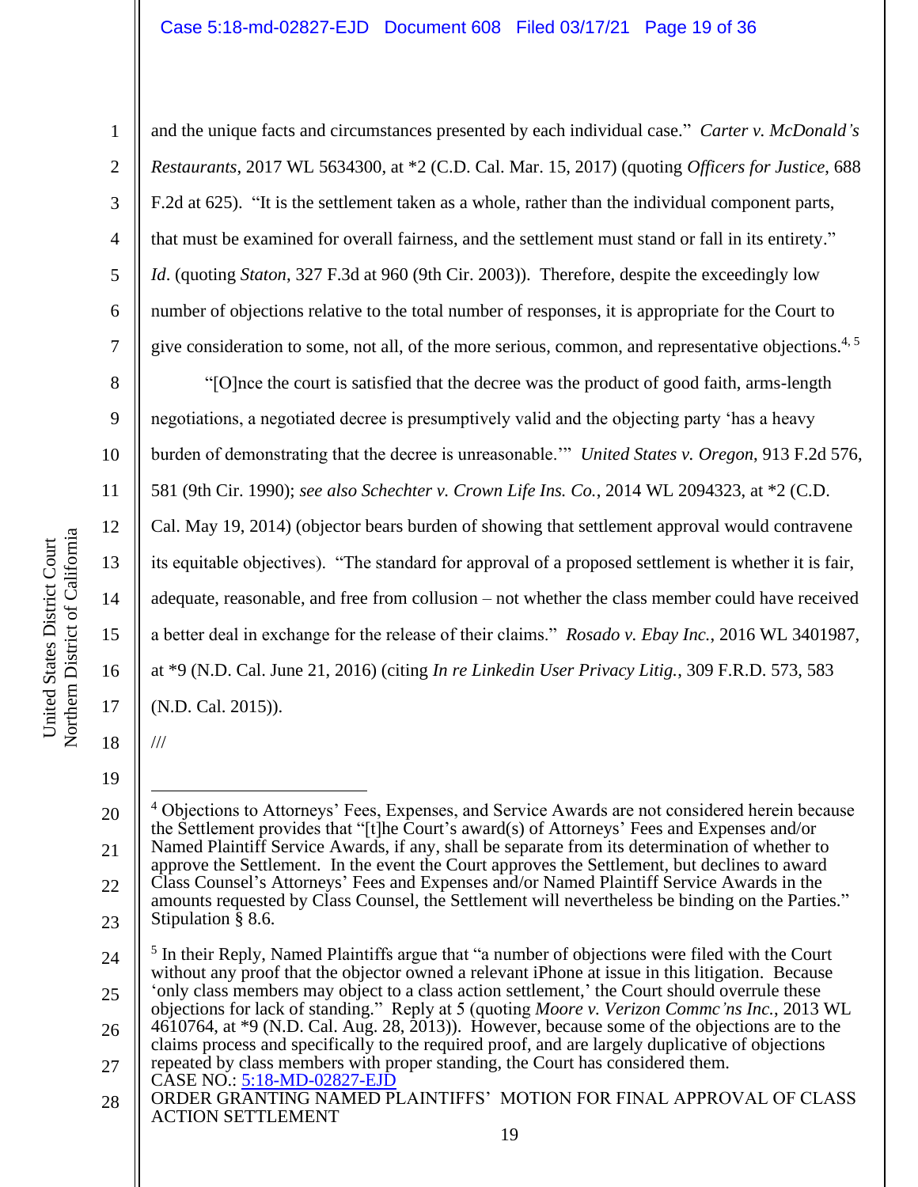and the unique facts and circumstances presented by each individual case." *Carter v. McDonald's Restaurants*, 2017 WL 5634300, at *2 (C.D. Cal. Mar. 15, 2017) (quoting *Officers for Justice*, 688 F.2d at 625). "It is the settlement taken as a whole, rather than the individual component parts, that must be examined for overall fairness, and the settlement must stand or fall in its entirety." *Id*. (quoting *Staton*, 327 F.3d at 960 (9th Cir. 2003)). Therefore, despite the exceedingly low number of objections relative to the total number of responses, it is appropriate for the Court to give consideration to some, not all, of the more serious, common, and representative objections.[4, 5]

"[O]nce the court is satisfied that the decree was the product of good faith, arms-length negotiations, a negotiated decree is presumptively valid and the objecting party 'has a heavy burden of demonstrating that the decree is unreasonable.'" *United States v. Oregon*, 913 F.2d 576, 581 (9th Cir. 1990); *see also Schechter v. Crown Life Ins. Co.*, 2014 WL 2094323, at *2 (C.D. Cal. May 19, 2014) (objector bears burden of showing that settlement approval would contravene its equitable objectives). "The standard for approval of a proposed settlement is whether it is fair, adequate, reasonable, and free from collusion – not whether the class member could have received a better deal in exchange for the release of their claims." *Rosado v. Ebay Inc.*, 2016 WL 3401987, at *9 (N.D. Cal. June 21, 2016) (citing *In re Linkedin User Privacy Litig.*, 309 F.R.D. 573, 583 (N.D. Cal. 2015)).

///

---

[4] Objections to Attorneys' Fees, Expenses, and Service Awards are not considered herein because the Settlement provides that "[t]he Court's award(s) of Attorneys' Fees and Expenses and/or Named Plaintiff Service Awards, if any, shall be separate from its determination of whether to approve the Settlement. In the event the Court approves the Settlement, but declines to award Class Counsel's Attorneys' Fees and Expenses and/or Named Plaintiff Service Awards in the amounts requested by Class Counsel, the Settlement will nevertheless be binding on the Parties." Stipulation § 8.6.

[5] In their Reply, Named Plaintiffs argue that "a number of objections were filed with the Court without any proof that the objector owned a relevant iPhone at issue in this litigation. Because 'only class members may object to a class action settlement,' the Court should overrule these objections for lack of standing." Reply at 5 (quoting *Moore v. Verizon Commc'ns Inc.*, 2013 WL 4610764, at *9 (N.D. Cal. Aug. 28, 2013)). However, because some of the objections are to the claims process and specifically to the required proof, and are largely duplicative of objections repeated by class members with proper standing, the Court has considered them.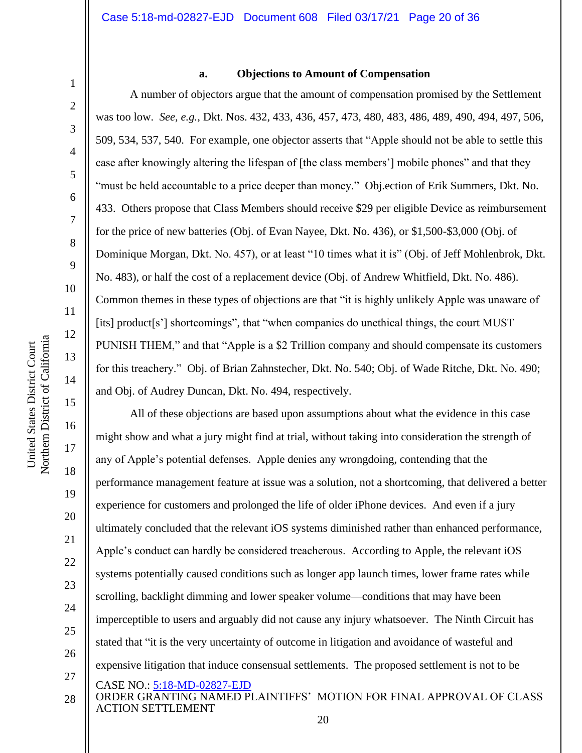#### a. Objections to Amount of Compensation

A number of objectors argue that the amount of compensation promised by the Settlement was too low. *See, e.g.*, Dkt. Nos. 432, 433, 436, 457, 473, 480, 483, 486, 489, 490, 494, 497, 506, 509, 534, 537, 540. For example, one objector asserts that "Apple should not be able to settle this case after knowingly altering the lifespan of [the class members'] mobile phones" and that they "must be held accountable to a price deeper than money." Obj.ection of Erik Summers, Dkt. No. 433. Others propose that Class Members should receive $29 per eligible Device as reimbursement for the price of new batteries (Obj. of Evan Nayee, Dkt. No. 436), or $1,500-$3,000 (Obj. of Dominique Morgan, Dkt. No. 457), or at least "10 times what it is" (Obj. of Jeff Mohlenbrok, Dkt. No. 483), or half the cost of a replacement device (Obj. of Andrew Whitfield, Dkt. No. 486). Common themes in these types of objections are that "it is highly unlikely Apple was unaware of [its] product[s'] shortcomings", that "when companies do unethical things, the court MUST PUNISH THEM," and that "Apple is a $2 Trillion company and should compensate its customers for this treachery." Obj. of Brian Zahnstecher, Dkt. No. 540; Obj. of Wade Ritche, Dkt. No. 490; and Obj. of Audrey Duncan, Dkt. No. 494, respectively.

All of these objections are based upon assumptions about what the evidence in this case might show and what a jury might find at trial, without taking into consideration the strength of any of Apple's potential defenses. Apple denies any wrongdoing, contending that the performance management feature at issue was a solution, not a shortcoming, that delivered a better experience for customers and prolonged the life of older iPhone devices. And even if a jury ultimately concluded that the relevant iOS systems diminished rather than enhanced performance, Apple's conduct can hardly be considered treacherous. According to Apple, the relevant iOS systems potentially caused conditions such as longer app launch times, lower frame rates while scrolling, backlight dimming and lower speaker volume—conditions that may have been imperceptible to users and arguably did not cause any injury whatsoever. The Ninth Circuit has stated that "it is the very uncertainty of outcome in litigation and avoidance of wasteful and expensive litigation that induce consensual settlements. The proposed settlement is not to be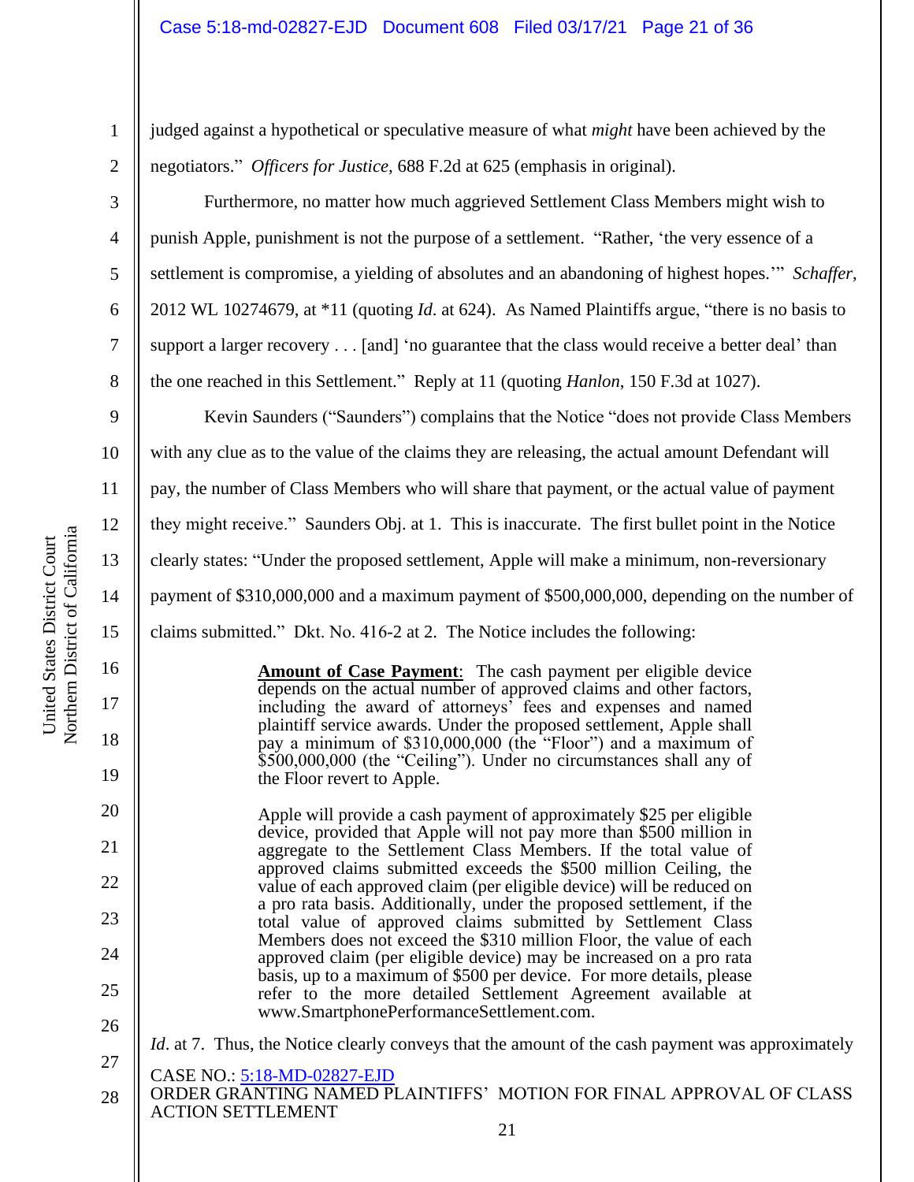judged against a hypothetical or speculative measure of what *might* have been achieved by the negotiators." *Officers for Justice*, 688 F.2d at 625 (emphasis in original).

Furthermore, no matter how much aggrieved Settlement Class Members might wish to punish Apple, punishment is not the purpose of a settlement. "Rather, 'the very essence of a settlement is compromise, a yielding of absolutes and an abandoning of highest hopes.'" *Schaffer*, 2012 WL 10274679, at *11 (quoting *Id*. at 624). As Named Plaintiffs argue, "there is no basis to support a larger recovery . . . [and] 'no guarantee that the class would receive a better deal' than the one reached in this Settlement." Reply at 11 (quoting *Hanlon*, 150 F.3d at 1027).

Kevin Saunders ("Saunders") complains that the Notice "does not provide Class Members with any clue as to the value of the claims they are releasing, the actual amount Defendant will pay, the number of Class Members who will share that payment, or the actual value of payment they might receive." Saunders Obj. at 1. This is inaccurate. The first bullet point in the Notice clearly states: "Under the proposed settlement, Apple will make a minimum, non-reversionary payment of $310,000,000 and a maximum payment of $500,000,000, depending on the number of claims submitted." Dkt. No. 416-2 at 2. The Notice includes the following:

> **Amount of Case Payment**: The cash payment per eligible device depends on the actual number of approved claims and other factors, including the award of attorneys' fees and expenses and named plaintiff service awards. Under the proposed settlement, Apple shall pay a minimum of $310,000,000 (the "Floor") and a maximum of $500,000,000 (the "Ceiling"). Under no circumstances shall any of the Floor revert to Apple.
>
> Apple will provide a cash payment of approximately $25 per eligible device, provided that Apple will not pay more than $500 million in aggregate to the Settlement Class Members. If the total value of approved claims submitted exceeds the $500 million Ceiling, the value of each approved claim (per eligible device) will be reduced on a pro rata basis. Additionally, under the proposed settlement, if the total value of approved claims submitted by Settlement Class Members does not exceed the $310 million Floor, the value of each approved claim (per eligible device) may be increased on a pro rata basis, up to a maximum of $500 per device. For more details, please refer to the more detailed Settlement Agreement available at www.SmartphonePerformanceSettlement.com.

*Id*. at 7. Thus, the Notice clearly conveys that the amount of the cash payment was approximately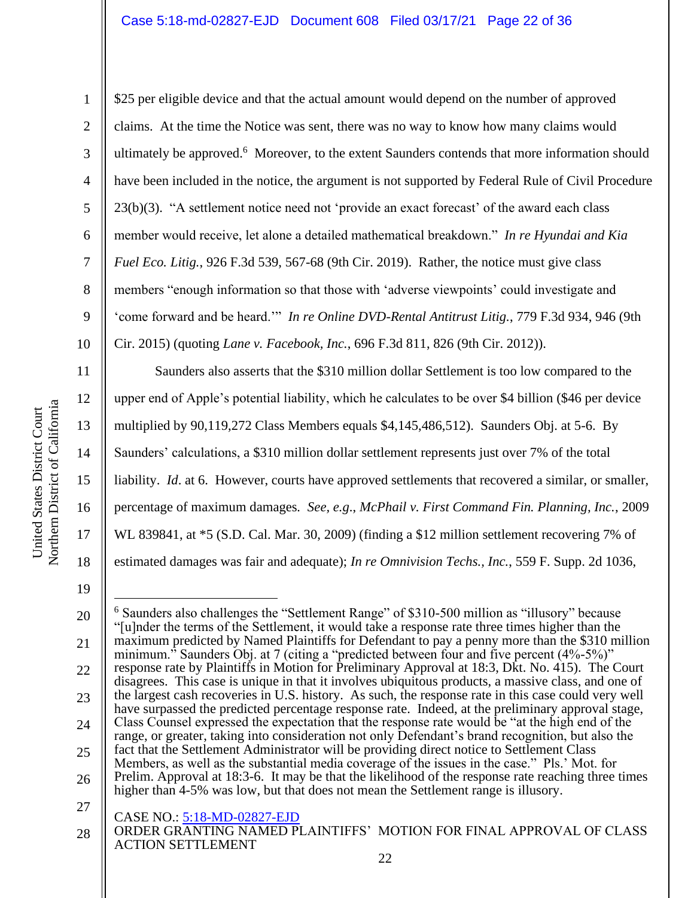$25 per eligible device and that the actual amount would depend on the number of approved claims. At the time the Notice was sent, there was no way to know how many claims would ultimately be approved.[6] Moreover, to the extent Saunders contends that more information should have been included in the notice, the argument is not supported by Federal Rule of Civil Procedure 23(b)(3). "A settlement notice need not 'provide an exact forecast' of the award each class member would receive, let alone a detailed mathematical breakdown." *In re Hyundai and Kia Fuel Eco. Litig.*, 926 F.3d 539, 567-68 (9th Cir. 2019). Rather, the notice must give class members "enough information so that those with 'adverse viewpoints' could investigate and 'come forward and be heard.'" *In re Online DVD-Rental Antitrust Litig.*, 779 F.3d 934, 946 (9th Cir. 2015) (quoting *Lane v. Facebook, Inc.*, 696 F.3d 811, 826 (9th Cir. 2012)).

Saunders also asserts that the $310 million dollar Settlement is too low compared to the upper end of Apple's potential liability, which he calculates to be over $4 billion ($46 per device multiplied by 90,119,272 Class Members equals $4,145,486,512). Saunders Obj. at 5-6. By Saunders' calculations, a $310 million dollar settlement represents just over 7% of the total liability. *Id*. at 6. However, courts have approved settlements that recovered a similar, or smaller, percentage of maximum damages. *See, e.g.*, *McPhail v. First Command Fin. Planning, Inc.*, 2009 WL 839841, at *5 (S.D. Cal. Mar. 30, 2009) (finding a $12 million settlement recovering 7% of estimated damages was fair and adequate); *In re Omnivision Techs., Inc.*, 559 F. Supp. 2d 1036,

---

[6] Saunders also challenges the "Settlement Range" of $310-500 million as "illusory" because "[u]nder the terms of the Settlement, it would take a response rate three times higher than the maximum predicted by Named Plaintiffs for Defendant to pay a penny more than the $310 million minimum." Saunders Obj. at 7 (citing a "predicted between four and five percent (4%-5%)" response rate by Plaintiffs in Motion for Preliminary Approval at 18:3, Dkt. No. 415). The Court disagrees. This case is unique in that it involves ubiquitous products, a massive class, and one of the largest cash recoveries in U.S. history. As such, the response rate in this case could very well have surpassed the predicted percentage response rate. Indeed, at the preliminary approval stage, Class Counsel expressed the expectation that the response rate would be "at the high end of the range, or greater, taking into consideration not only Defendant's brand recognition, but also the fact that the Settlement Administrator will be providing direct notice to Settlement Class Members, as well as the substantial media coverage of the issues in the case." Pls.' Mot. for Prelim. Approval at 18:3-6. It may be that the likelihood of the response rate reaching three times higher than 4-5% was low, but that does not mean the Settlement range is illusory.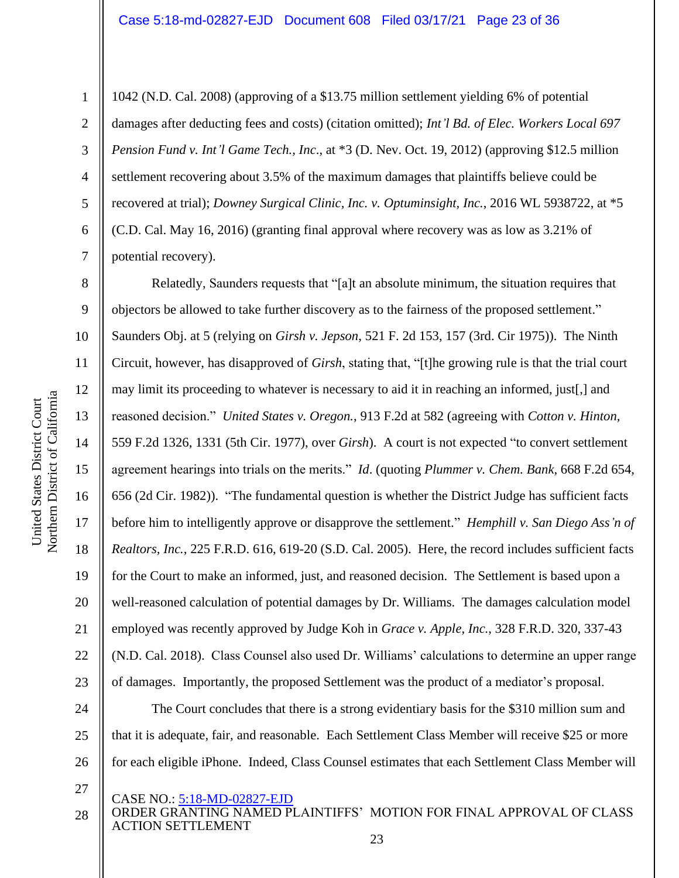1042 (N.D. Cal. 2008) (approving of a $13.75 million settlement yielding 6% of potential damages after deducting fees and costs) (citation omitted); *Int'l Bd. of Elec. Workers Local 697 Pension Fund v. Int'l Game Tech., Inc*., at *3 (D. Nev. Oct. 19, 2012) (approving $12.5 million settlement recovering about 3.5% of the maximum damages that plaintiffs believe could be recovered at trial); *Downey Surgical Clinic, Inc. v. Optuminsight, Inc.*, 2016 WL 5938722, at *5 (C.D. Cal. May 16, 2016) (granting final approval where recovery was as low as 3.21% of potential recovery).

Relatedly, Saunders requests that "[a]t an absolute minimum, the situation requires that objectors be allowed to take further discovery as to the fairness of the proposed settlement." Saunders Obj. at 5 (relying on *Girsh v. Jepson*, 521 F. 2d 153, 157 (3rd. Cir 1975)). The Ninth Circuit, however, has disapproved of *Girsh*, stating that, "[t]he growing rule is that the trial court may limit its proceeding to whatever is necessary to aid it in reaching an informed, just[,] and reasoned decision." *United States v. Oregon.*, 913 F.2d at 582 (agreeing with *Cotton v. Hinton*, 559 F.2d 1326, 1331 (5th Cir. 1977), over *Girsh*). A court is not expected "to convert settlement agreement hearings into trials on the merits." *Id*. (quoting *Plummer v. Chem. Bank*, 668 F.2d 654, 656 (2d Cir. 1982)). "The fundamental question is whether the District Judge has sufficient facts before him to intelligently approve or disapprove the settlement." *Hemphill v. San Diego Ass'n of Realtors, Inc.*, 225 F.R.D. 616, 619-20 (S.D. Cal. 2005). Here, the record includes sufficient facts for the Court to make an informed, just, and reasoned decision. The Settlement is based upon a well-reasoned calculation of potential damages by Dr. Williams. The damages calculation model employed was recently approved by Judge Koh in *Grace v. Apple, Inc.*, 328 F.R.D. 320, 337-43 (N.D. Cal. 2018). Class Counsel also used Dr. Williams' calculations to determine an upper range of damages. Importantly, the proposed Settlement was the product of a mediator's proposal.

The Court concludes that there is a strong evidentiary basis for the $310 million sum and that it is adequate, fair, and reasonable. Each Settlement Class Member will receive $25 or more for each eligible iPhone. Indeed, Class Counsel estimates that each Settlement Class Member will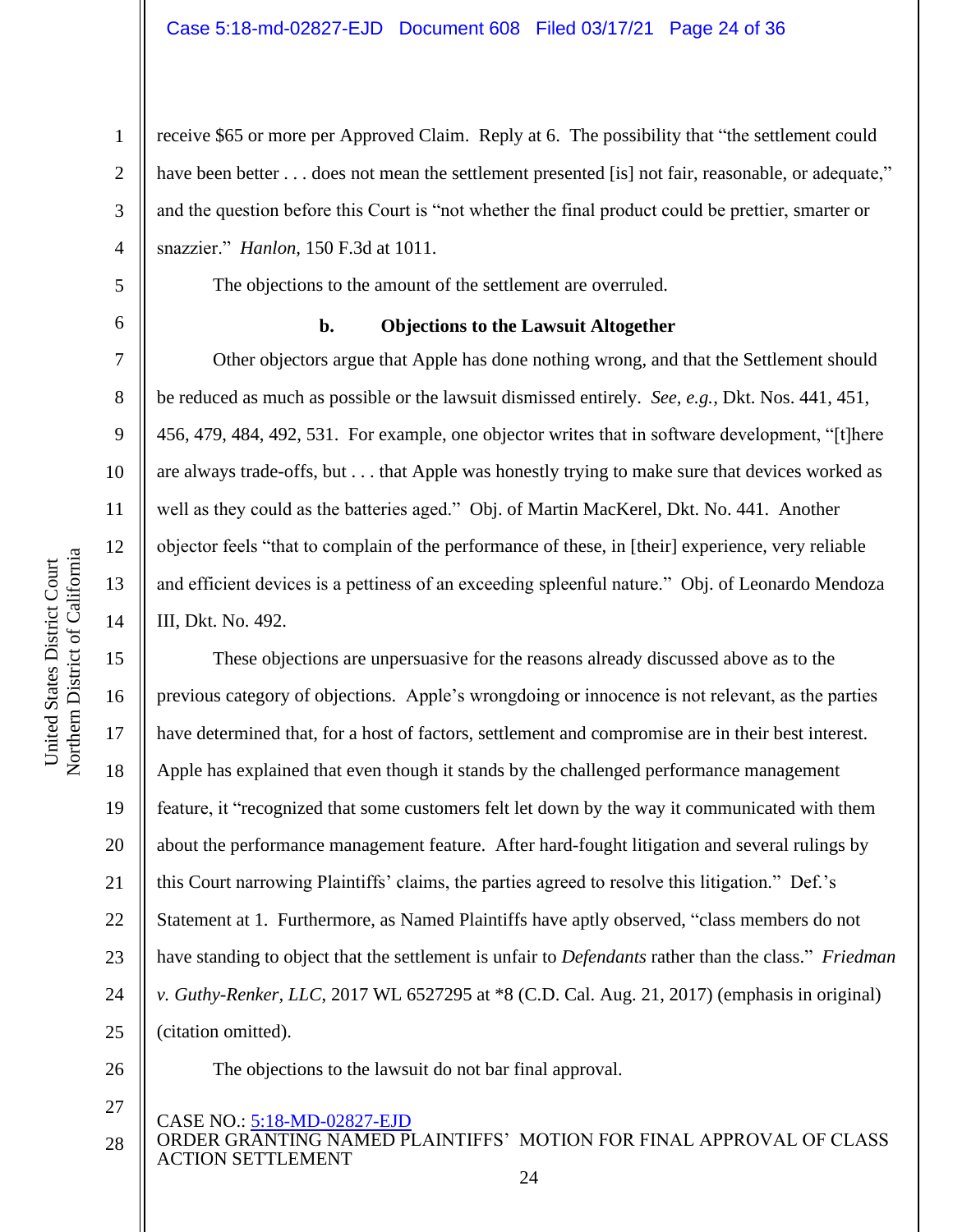receive $65 or more per Approved Claim. Reply at 6. The possibility that "the settlement could have been better . . . does not mean the settlement presented [is] not fair, reasonable, or adequate," and the question before this Court is "not whether the final product could be prettier, smarter or snazzier." *Hanlon*, 150 F.3d at 1011.

The objections to the amount of the settlement are overruled.

**b. Objections to the Lawsuit Altogether**

Other objectors argue that Apple has done nothing wrong, and that the Settlement should be reduced as much as possible or the lawsuit dismissed entirely. *See, e.g.*, Dkt. Nos. 441, 451, 456, 479, 484, 492, 531. For example, one objector writes that in software development, "[t]here are always trade-offs, but . . . that Apple was honestly trying to make sure that devices worked as well as they could as the batteries aged." Obj. of Martin MacKerel, Dkt. No. 441. Another objector feels "that to complain of the performance of these, in [their] experience, very reliable and efficient devices is a pettiness of an exceeding spleenful nature." Obj. of Leonardo Mendoza III, Dkt. No. 492.

These objections are unpersuasive for the reasons already discussed above as to the previous category of objections. Apple's wrongdoing or innocence is not relevant, as the parties have determined that, for a host of factors, settlement and compromise are in their best interest. Apple has explained that even though it stands by the challenged performance management feature, it "recognized that some customers felt let down by the way it communicated with them about the performance management feature. After hard-fought litigation and several rulings by this Court narrowing Plaintiffs' claims, the parties agreed to resolve this litigation." Def.'s Statement at 1. Furthermore, as Named Plaintiffs have aptly observed, "class members do not have standing to object that the settlement is unfair to *Defendants* rather than the class." *Friedman v. Guthy-Renker, LLC*, 2017 WL 6527295 at *8 (C.D. Cal. Aug. 21, 2017) (emphasis in original) (citation omitted).

The objections to the lawsuit do not bar final approval.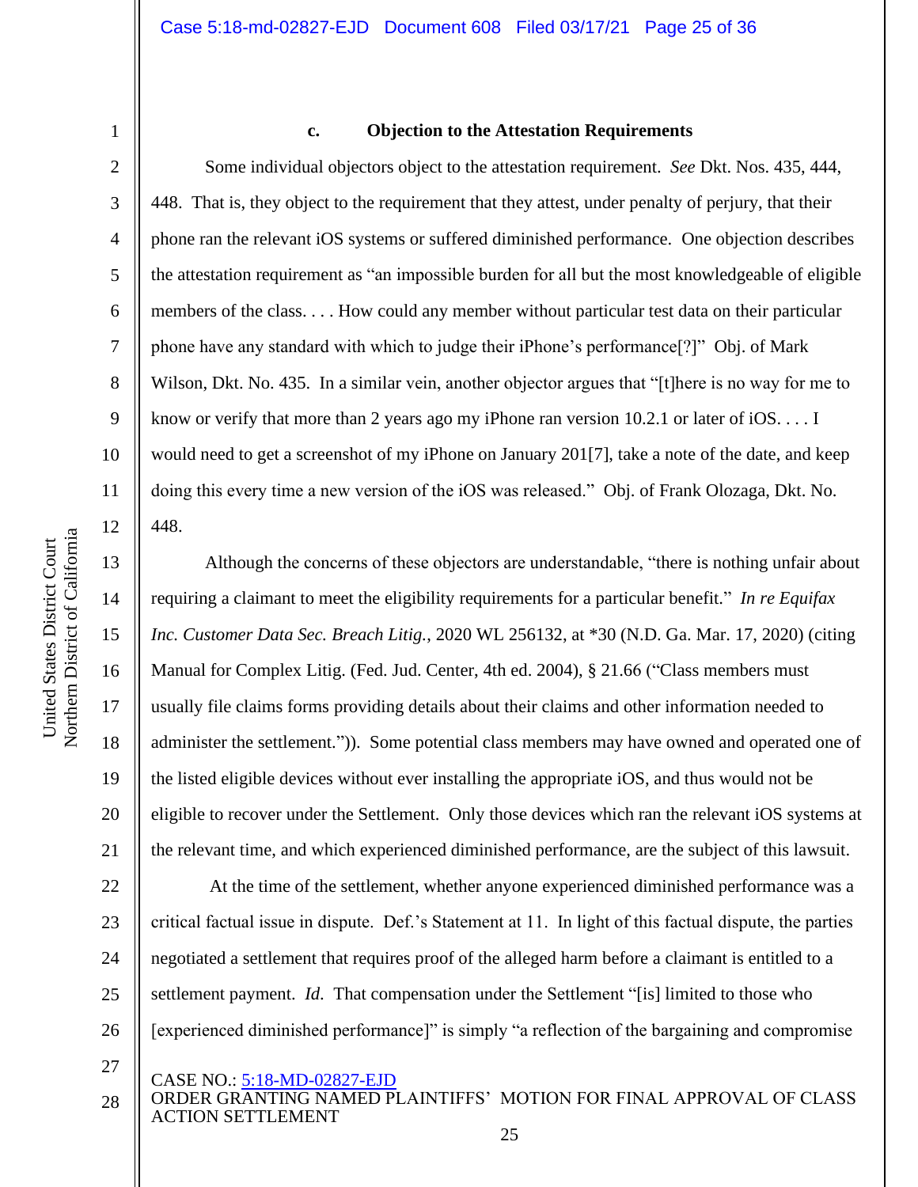### c. Objection to the Attestation Requirements

Some individual objectors object to the attestation requirement. *See* Dkt. Nos. 435, 444, 448. That is, they object to the requirement that they attest, under penalty of perjury, that their phone ran the relevant iOS systems or suffered diminished performance. One objection describes the attestation requirement as "an impossible burden for all but the most knowledgeable of eligible members of the class. . . . How could any member without particular test data on their particular phone have any standard with which to judge their iPhone's performance[?]" Obj. of Mark Wilson, Dkt. No. 435. In a similar vein, another objector argues that "[t]here is no way for me to know or verify that more than 2 years ago my iPhone ran version 10.2.1 or later of iOS. . . . I would need to get a screenshot of my iPhone on January 201[7], take a note of the date, and keep doing this every time a new version of the iOS was released." Obj. of Frank Olozaga, Dkt. No. 448.

Although the concerns of these objectors are understandable, "there is nothing unfair about requiring a claimant to meet the eligibility requirements for a particular benefit." *In re Equifax Inc. Customer Data Sec. Breach Litig.*, 2020 WL 256132, at *30 (N.D. Ga. Mar. 17, 2020) (citing Manual for Complex Litig. (Fed. Jud. Center, 4th ed. 2004), § 21.66 ("Class members must usually file claims forms providing details about their claims and other information needed to administer the settlement.")). Some potential class members may have owned and operated one of the listed eligible devices without ever installing the appropriate iOS, and thus would not be eligible to recover under the Settlement. Only those devices which ran the relevant iOS systems at the relevant time, and which experienced diminished performance, are the subject of this lawsuit.

At the time of the settlement, whether anyone experienced diminished performance was a critical factual issue in dispute. Def.'s Statement at 11. In light of this factual dispute, the parties negotiated a settlement that requires proof of the alleged harm before a claimant is entitled to a settlement payment. *Id.* That compensation under the Settlement "[is] limited to those who [experienced diminished performance]" is simply "a reflection of the bargaining and compromise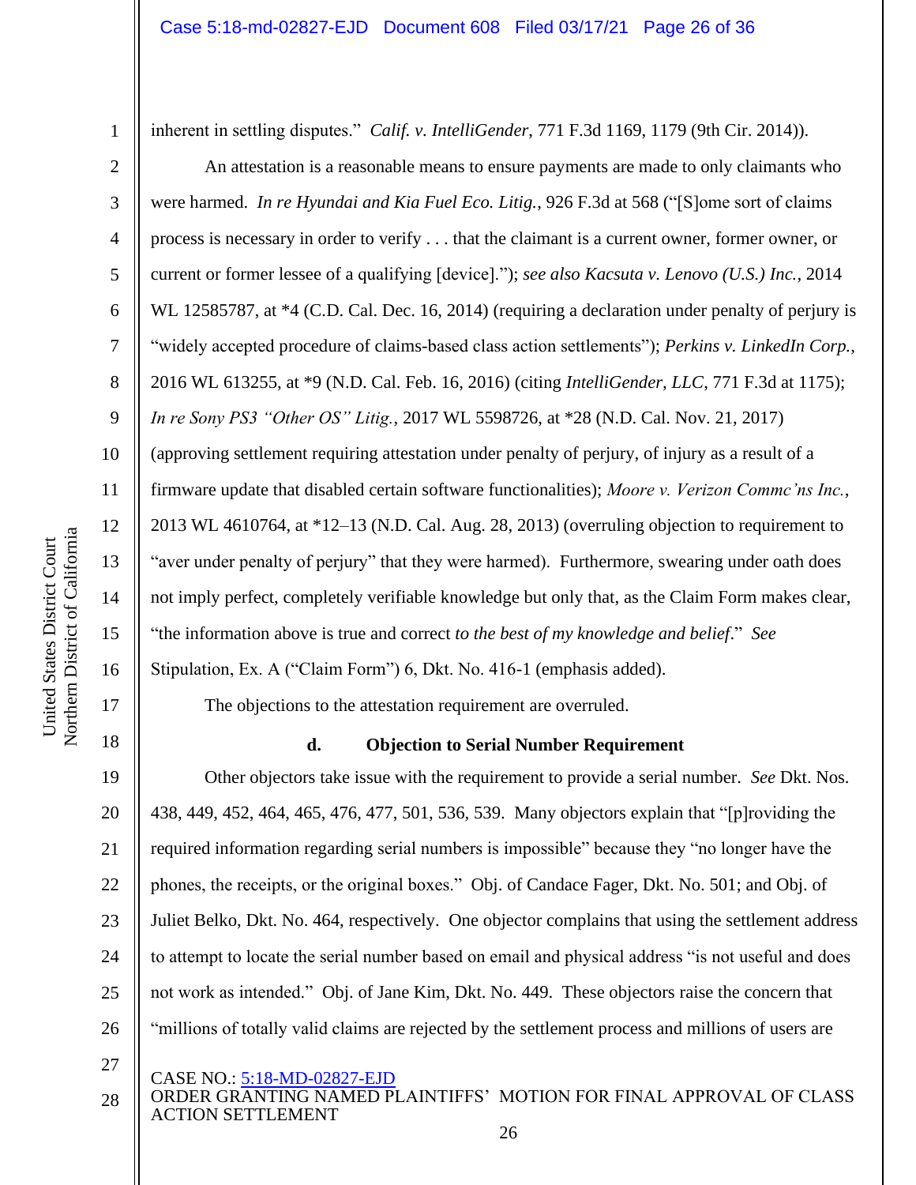inherent in settling disputes." *Calif. v. IntelliGender*, 771 F.3d 1169, 1179 (9th Cir. 2014)).

An attestation is a reasonable means to ensure payments are made to only claimants who were harmed. *In re Hyundai and Kia Fuel Eco. Litig.*, 926 F.3d at 568 ("[S]ome sort of claims process is necessary in order to verify . . . that the claimant is a current owner, former owner, or current or former lessee of a qualifying [device]."); *see also Kacsuta v. Lenovo (U.S.) Inc.*, 2014 WL 12585787, at *4 (C.D. Cal. Dec. 16, 2014) (requiring a declaration under penalty of perjury is "widely accepted procedure of claims-based class action settlements"); *Perkins v. LinkedIn Corp.*, 2016 WL 613255, at *9 (N.D. Cal. Feb. 16, 2016) (citing *IntelliGender, LLC*, 771 F.3d at 1175); *In re Sony PS3 "Other OS" Litig.*, 2017 WL 5598726, at *28 (N.D. Cal. Nov. 21, 2017) (approving settlement requiring attestation under penalty of perjury, of injury as a result of a firmware update that disabled certain software functionalities); *Moore v. Verizon Commc'ns Inc.*, 2013 WL 4610764, at *12–13 (N.D. Cal. Aug. 28, 2013) (overruling objection to requirement to "aver under penalty of perjury" that they were harmed). Furthermore, swearing under oath does not imply perfect, completely verifiable knowledge but only that, as the Claim Form makes clear, "the information above is true and correct *to the best of my knowledge and belief*." *See* Stipulation, Ex. A ("Claim Form") 6, Dkt. No. 416-1 (emphasis added).

The objections to the attestation requirement are overruled.

**d. Objection to Serial Number Requirement**

Other objectors take issue with the requirement to provide a serial number. *See* Dkt. Nos. 438, 449, 452, 464, 465, 476, 477, 501, 536, 539. Many objectors explain that "[p]roviding the required information regarding serial numbers is impossible" because they "no longer have the phones, the receipts, or the original boxes." Obj. of Candace Fager, Dkt. No. 501; and Obj. of Juliet Belko, Dkt. No. 464, respectively. One objector complains that using the settlement address to attempt to locate the serial number based on email and physical address "is not useful and does not work as intended." Obj. of Jane Kim, Dkt. No. 449. These objectors raise the concern that "millions of totally valid claims are rejected by the settlement process and millions of users are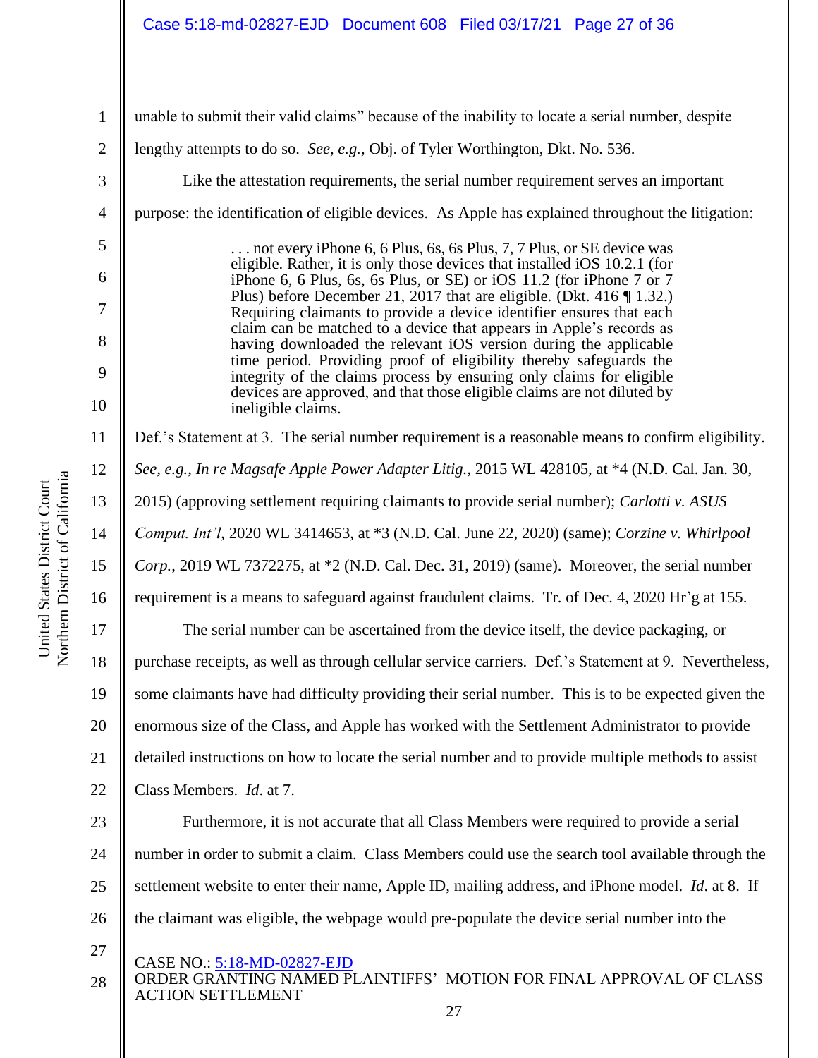unable to submit their valid claims" because of the inability to locate a serial number, despite lengthy attempts to do so. *See, e.g.*, Obj. of Tyler Worthington, Dkt. No. 536.

Like the attestation requirements, the serial number requirement serves an important purpose: the identification of eligible devices. As Apple has explained throughout the litigation:

> . . . not every iPhone 6, 6 Plus, 6s, 6s Plus, 7, 7 Plus, or SE device was eligible. Rather, it is only those devices that installed iOS 10.2.1 (for iPhone 6, 6 Plus, 6s, 6s Plus, or SE) or iOS 11.2 (for iPhone 7 or 7 Plus) before December 21, 2017 that are eligible. (Dkt. 416 ¶ 1.32.) Requiring claimants to provide a device identifier ensures that each claim can be matched to a device that appears in Apple's records as having downloaded the relevant iOS version during the applicable time period. Providing proof of eligibility thereby safeguards the integrity of the claims process by ensuring only claims for eligible devices are approved, and that those eligible claims are not diluted by ineligible claims.

Def.'s Statement at 3. The serial number requirement is a reasonable means to confirm eligibility. *See, e.g.*, *In re Magsafe Apple Power Adapter Litig.*, 2015 WL 428105, at *4 (N.D. Cal. Jan. 30, 2015) (approving settlement requiring claimants to provide serial number); *Carlotti v. ASUS Comput. Int'l*, 2020 WL 3414653, at *3 (N.D. Cal. June 22, 2020) (same); *Corzine v. Whirlpool Corp.*, 2019 WL 7372275, at *2 (N.D. Cal. Dec. 31, 2019) (same). Moreover, the serial number requirement is a means to safeguard against fraudulent claims. Tr. of Dec. 4, 2020 Hr'g at 155.

The serial number can be ascertained from the device itself, the device packaging, or purchase receipts, as well as through cellular service carriers. Def.'s Statement at 9. Nevertheless, some claimants have had difficulty providing their serial number. This is to be expected given the enormous size of the Class, and Apple has worked with the Settlement Administrator to provide detailed instructions on how to locate the serial number and to provide multiple methods to assist Class Members. *Id*. at 7.

Furthermore, it is not accurate that all Class Members were required to provide a serial number in order to submit a claim. Class Members could use the search tool available through the settlement website to enter their name, Apple ID, mailing address, and iPhone model. *Id*. at 8. If the claimant was eligible, the webpage would pre-populate the device serial number into the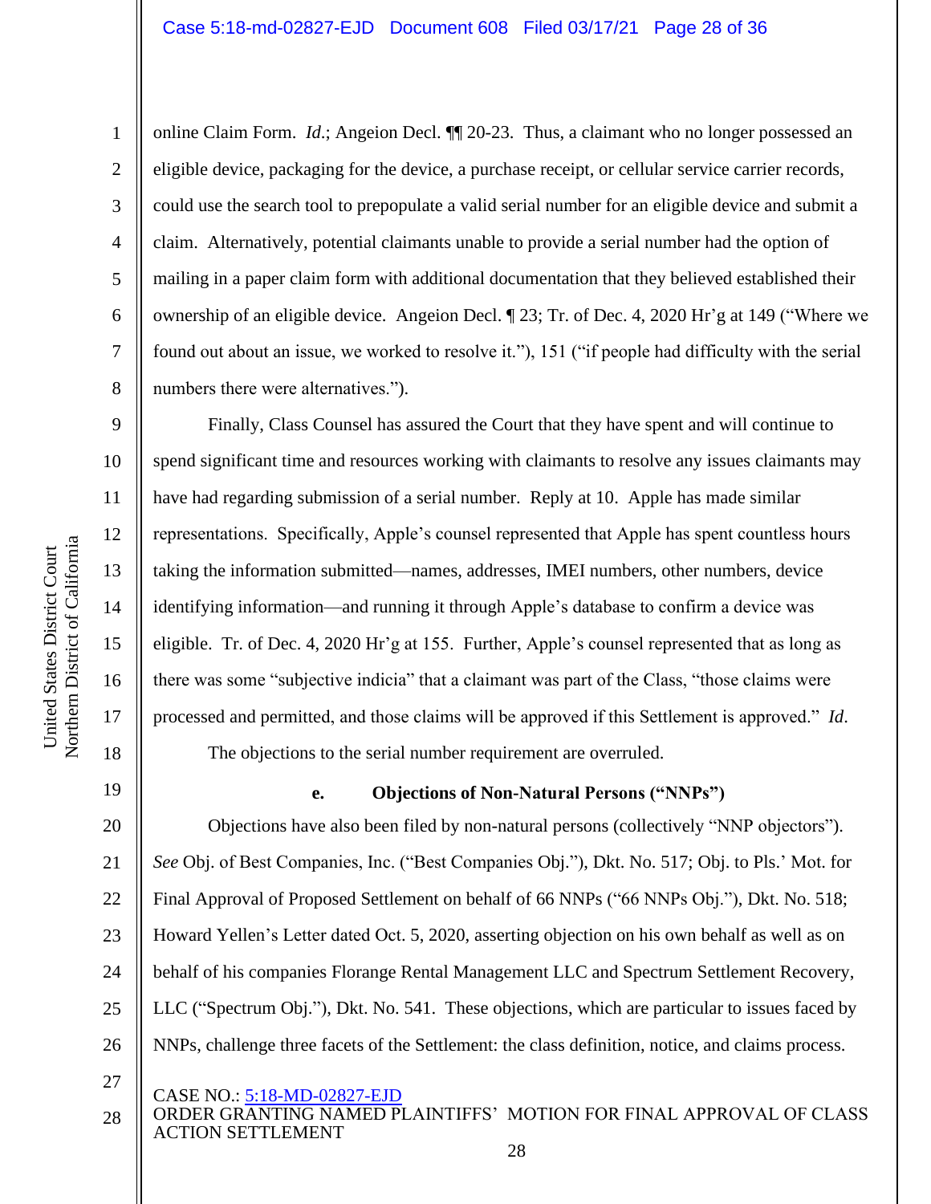online Claim Form. *Id.*; Angeion Decl. ¶¶ 20-23. Thus, a claimant who no longer possessed an eligible device, packaging for the device, a purchase receipt, or cellular service carrier records, could use the search tool to prepopulate a valid serial number for an eligible device and submit a claim. Alternatively, potential claimants unable to provide a serial number had the option of mailing in a paper claim form with additional documentation that they believed established their ownership of an eligible device. Angeion Decl. ¶ 23; Tr. of Dec. 4, 2020 Hr'g at 149 ("Where we found out about an issue, we worked to resolve it."), 151 ("if people had difficulty with the serial numbers there were alternatives.").

Finally, Class Counsel has assured the Court that they have spent and will continue to spend significant time and resources working with claimants to resolve any issues claimants may have had regarding submission of a serial number. Reply at 10. Apple has made similar representations. Specifically, Apple's counsel represented that Apple has spent countless hours taking the information submitted—names, addresses, IMEI numbers, other numbers, device identifying information—and running it through Apple's database to confirm a device was eligible. Tr. of Dec. 4, 2020 Hr'g at 155. Further, Apple's counsel represented that as long as there was some "subjective indicia" that a claimant was part of the Class, "those claims were processed and permitted, and those claims will be approved if this Settlement is approved." *Id.*

The objections to the serial number requirement are overruled.

**e. Objections of Non-Natural Persons ("NNPs")**

Objections have also been filed by non-natural persons (collectively "NNP objectors"). *See* Obj. of Best Companies, Inc. ("Best Companies Obj."), Dkt. No. 517; Obj. to Pls.' Mot. for Final Approval of Proposed Settlement on behalf of 66 NNPs ("66 NNPs Obj."), Dkt. No. 518; Howard Yellen's Letter dated Oct. 5, 2020, asserting objection on his own behalf as well as on behalf of his companies Florange Rental Management LLC and Spectrum Settlement Recovery, LLC ("Spectrum Obj."), Dkt. No. 541. These objections, which are particular to issues faced by NNPs, challenge three facets of the Settlement: the class definition, notice, and claims process.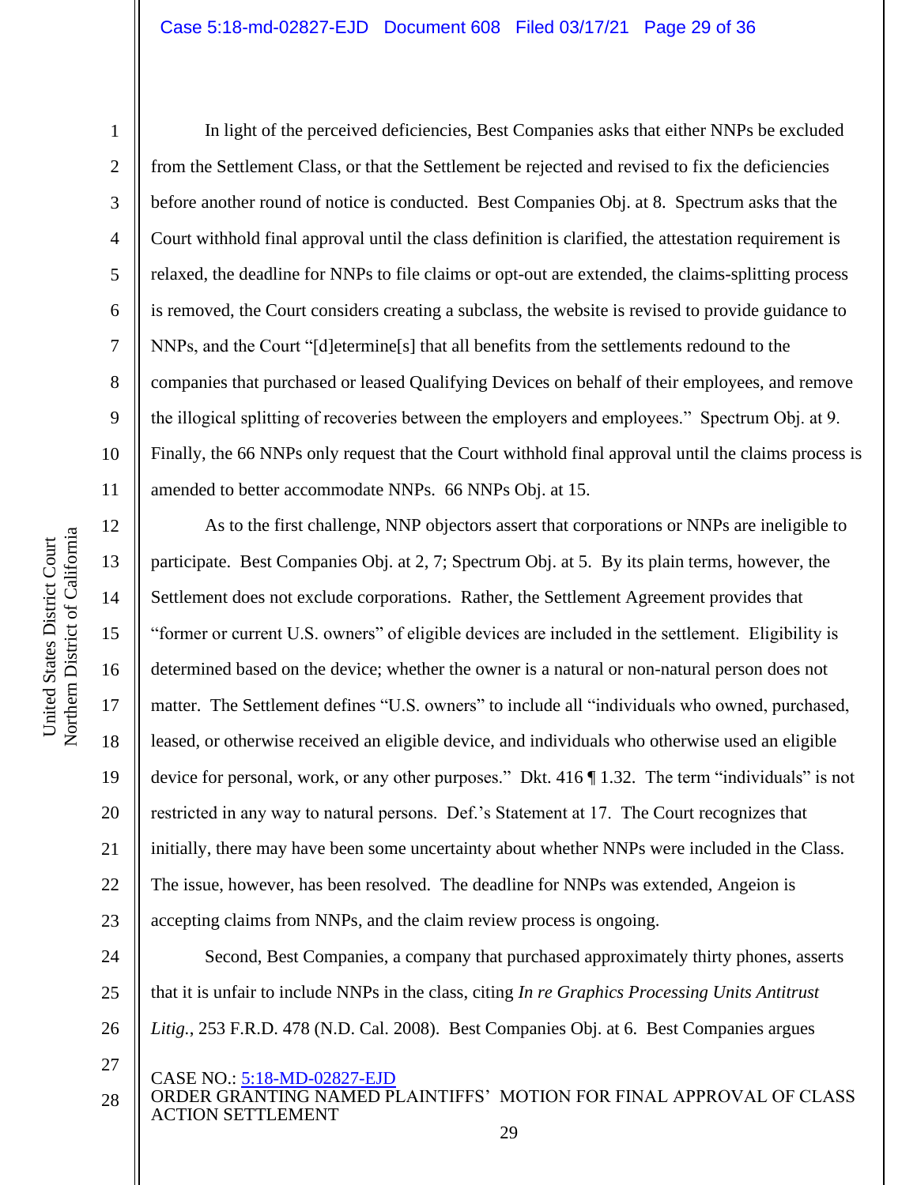In light of the perceived deficiencies, Best Companies asks that either NNPs be excluded from the Settlement Class, or that the Settlement be rejected and revised to fix the deficiencies before another round of notice is conducted. Best Companies Obj. at 8. Spectrum asks that the Court withhold final approval until the class definition is clarified, the attestation requirement is relaxed, the deadline for NNPs to file claims or opt-out are extended, the claims-splitting process is removed, the Court considers creating a subclass, the website is revised to provide guidance to NNPs, and the Court "[d]etermine[s] that all benefits from the settlements redound to the companies that purchased or leased Qualifying Devices on behalf of their employees, and remove the illogical splitting of recoveries between the employers and employees." Spectrum Obj. at 9. Finally, the 66 NNPs only request that the Court withhold final approval until the claims process is amended to better accommodate NNPs. 66 NNPs Obj. at 15.

As to the first challenge, NNP objectors assert that corporations or NNPs are ineligible to participate. Best Companies Obj. at 2, 7; Spectrum Obj. at 5. By its plain terms, however, the Settlement does not exclude corporations. Rather, the Settlement Agreement provides that "former or current U.S. owners" of eligible devices are included in the settlement. Eligibility is determined based on the device; whether the owner is a natural or non-natural person does not matter. The Settlement defines "U.S. owners" to include all "individuals who owned, purchased, leased, or otherwise received an eligible device, and individuals who otherwise used an eligible device for personal, work, or any other purposes." Dkt. 416 ¶ 1.32. The term "individuals" is not restricted in any way to natural persons. Def.'s Statement at 17. The Court recognizes that initially, there may have been some uncertainty about whether NNPs were included in the Class. The issue, however, has been resolved. The deadline for NNPs was extended, Angeion is accepting claims from NNPs, and the claim review process is ongoing.

Second, Best Companies, a company that purchased approximately thirty phones, asserts that it is unfair to include NNPs in the class, citing *In re Graphics Processing Units Antitrust Litig.*, 253 F.R.D. 478 (N.D. Cal. 2008). Best Companies Obj. at 6. Best Companies argues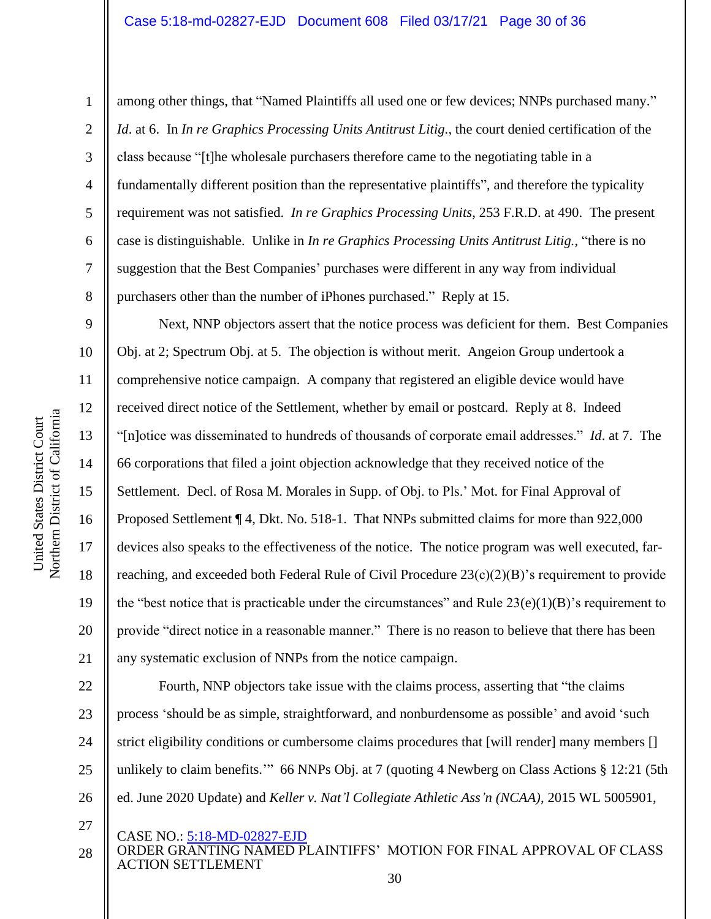among other things, that "Named Plaintiffs all used one or few devices; NNPs purchased many." *Id*. at 6. In *In re Graphics Processing Units Antitrust Litig*., the court denied certification of the class because "[t]he wholesale purchasers therefore came to the negotiating table in a fundamentally different position than the representative plaintiffs", and therefore the typicality requirement was not satisfied. *In re Graphics Processing Units*, 253 F.R.D. at 490. The present case is distinguishable. Unlike in *In re Graphics Processing Units Antitrust Litig.*, "there is no suggestion that the Best Companies' purchases were different in any way from individual purchasers other than the number of iPhones purchased." Reply at 15.

Next, NNP objectors assert that the notice process was deficient for them. Best Companies Obj. at 2; Spectrum Obj. at 5. The objection is without merit. Angeion Group undertook a comprehensive notice campaign. A company that registered an eligible device would have received direct notice of the Settlement, whether by email or postcard. Reply at 8. Indeed "[n]otice was disseminated to hundreds of thousands of corporate email addresses." *Id*. at 7. The 66 corporations that filed a joint objection acknowledge that they received notice of the Settlement. Decl. of Rosa M. Morales in Supp. of Obj. to Pls.' Mot. for Final Approval of Proposed Settlement ¶ 4, Dkt. No. 518-1. That NNPs submitted claims for more than 922,000 devices also speaks to the effectiveness of the notice. The notice program was well executed, far-reaching, and exceeded both Federal Rule of Civil Procedure 23(c)(2)(B)'s requirement to provide the "best notice that is practicable under the circumstances" and Rule 23(e)(1)(B)'s requirement to provide "direct notice in a reasonable manner." There is no reason to believe that there has been any systematic exclusion of NNPs from the notice campaign.

Fourth, NNP objectors take issue with the claims process, asserting that "the claims process 'should be as simple, straightforward, and nonburdensome as possible' and avoid 'such strict eligibility conditions or cumbersome claims procedures that [will render] many members [] unlikely to claim benefits.'" 66 NNPs Obj. at 7 (quoting 4 Newberg on Class Actions § 12:21 (5th ed. June 2020 Update) and *Keller v. Nat'l Collegiate Athletic Ass'n (NCAA)*, 2015 WL 5005901,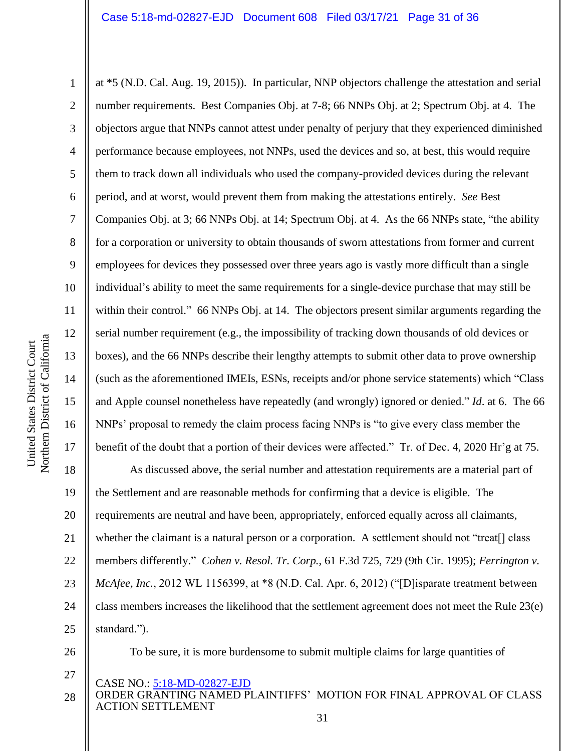at *5 (N.D. Cal. Aug. 19, 2015)). In particular, NNP objectors challenge the attestation and serial number requirements. Best Companies Obj. at 7-8; 66 NNPs Obj. at 2; Spectrum Obj. at 4. The objectors argue that NNPs cannot attest under penalty of perjury that they experienced diminished performance because employees, not NNPs, used the devices and so, at best, this would require them to track down all individuals who used the company-provided devices during the relevant period, and at worst, would prevent them from making the attestations entirely. *See* Best Companies Obj. at 3; 66 NNPs Obj. at 14; Spectrum Obj. at 4. As the 66 NNPs state, "the ability for a corporation or university to obtain thousands of sworn attestations from former and current employees for devices they possessed over three years ago is vastly more difficult than a single individual's ability to meet the same requirements for a single-device purchase that may still be within their control." 66 NNPs Obj. at 14. The objectors present similar arguments regarding the serial number requirement (e.g., the impossibility of tracking down thousands of old devices or boxes), and the 66 NNPs describe their lengthy attempts to submit other data to prove ownership (such as the aforementioned IMEIs, ESNs, receipts and/or phone service statements) which "Class and Apple counsel nonetheless have repeatedly (and wrongly) ignored or denied." *Id*. at 6. The 66 NNPs' proposal to remedy the claim process facing NNPs is "to give every class member the benefit of the doubt that a portion of their devices were affected." Tr. of Dec. 4, 2020 Hr'g at 75.

As discussed above, the serial number and attestation requirements are a material part of the Settlement and are reasonable methods for confirming that a device is eligible. The requirements are neutral and have been, appropriately, enforced equally across all claimants, whether the claimant is a natural person or a corporation. A settlement should not "treat[] class members differently." *Cohen v. Resol. Tr. Corp.*, 61 F.3d 725, 729 (9th Cir. 1995); *Ferrington v. McAfee, Inc.*, 2012 WL 1156399, at *8 (N.D. Cal. Apr. 6, 2012) ("[D]isparate treatment between class members increases the likelihood that the settlement agreement does not meet the Rule 23(e) standard.").

To be sure, it is more burdensome to submit multiple claims for large quantities of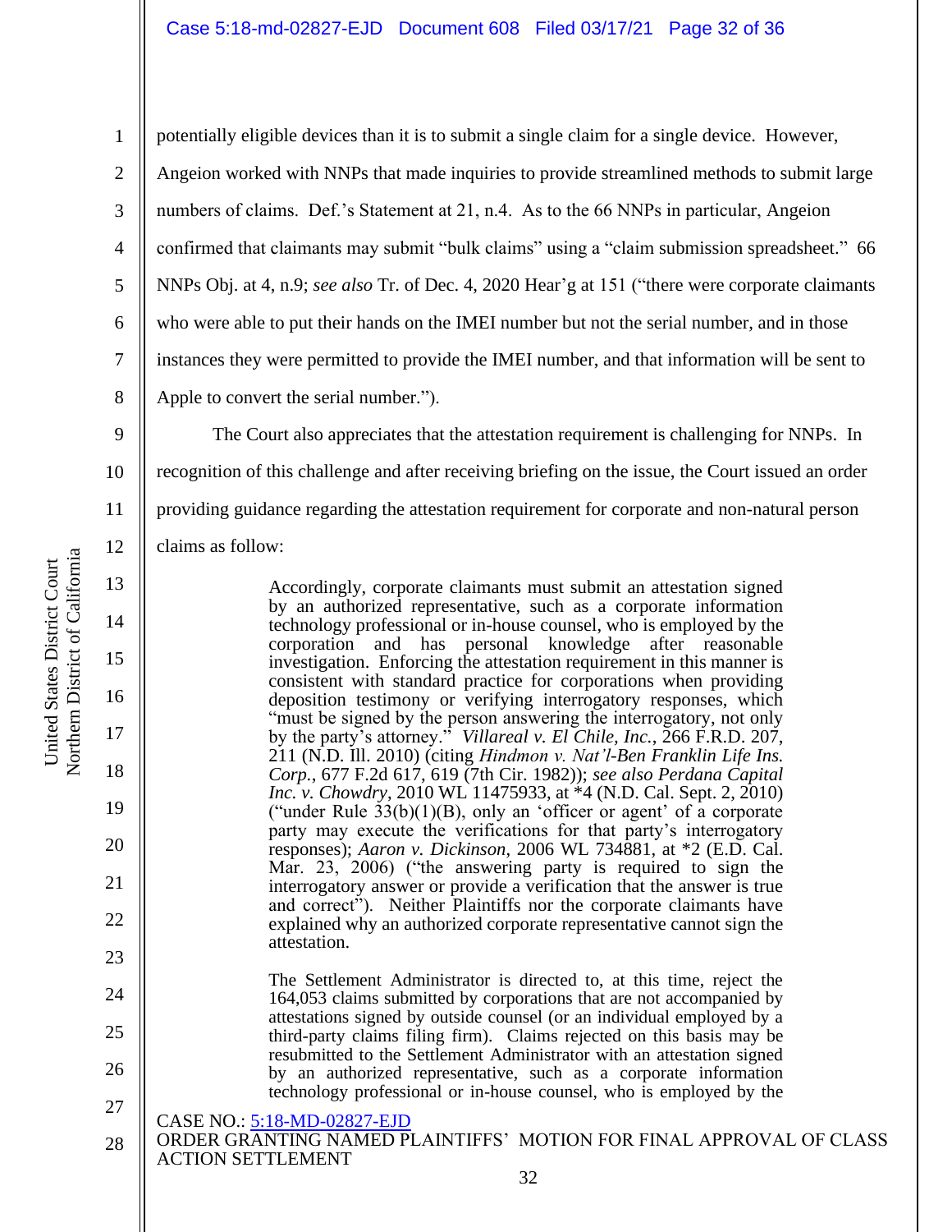potentially eligible devices than it is to submit a single claim for a single device. However, Angeion worked with NNPs that made inquiries to provide streamlined methods to submit large numbers of claims. Def.'s Statement at 21, n.4. As to the 66 NNPs in particular, Angeion confirmed that claimants may submit "bulk claims" using a "claim submission spreadsheet." 66 NNPs Obj. at 4, n.9; *see also* Tr. of Dec. 4, 2020 Hear'g at 151 ("there were corporate claimants who were able to put their hands on the IMEI number but not the serial number, and in those instances they were permitted to provide the IMEI number, and that information will be sent to Apple to convert the serial number.").

The Court also appreciates that the attestation requirement is challenging for NNPs. In recognition of this challenge and after receiving briefing on the issue, the Court issued an order providing guidance regarding the attestation requirement for corporate and non-natural person claims as follow:

> Accordingly, corporate claimants must submit an attestation signed by an authorized representative, such as a corporate information technology professional or in-house counsel, who is employed by the corporation and has personal knowledge after reasonable investigation. Enforcing the attestation requirement in this manner is consistent with standard practice for corporations when providing deposition testimony or verifying interrogatory responses, which "must be signed by the person answering the interrogatory, not only by the party's attorney." *Villareal v. El Chile, Inc.*, 266 F.R.D. 207, 211 (N.D. Ill. 2010) (citing *Hindmon v. Nat'l-Ben Franklin Life Ins. Corp.*, 677 F.2d 617, 619 (7th Cir. 1982)); *see also Perdana Capital Inc. v. Chowdry*, 2010 WL 11475933, at *4 (N.D. Cal. Sept. 2, 2010) ("under Rule 33(b)(1)(B), only an 'officer or agent' of a corporate party may execute the verifications for that party's interrogatory responses); *Aaron v. Dickinson*, 2006 WL 734881, at *2 (E.D. Cal. Mar. 23, 2006) ("the answering party is required to sign the interrogatory answer or provide a verification that the answer is true and correct"). Neither Plaintiffs nor the corporate claimants have explained why an authorized corporate representative cannot sign the attestation.
>
> The Settlement Administrator is directed to, at this time, reject the 164,053 claims submitted by corporations that are not accompanied by attestations signed by outside counsel (or an individual employed by a third-party claims filing firm). Claims rejected on this basis may be resubmitted to the Settlement Administrator with an attestation signed by an authorized representative, such as a corporate information technology professional or in-house counsel, who is employed by the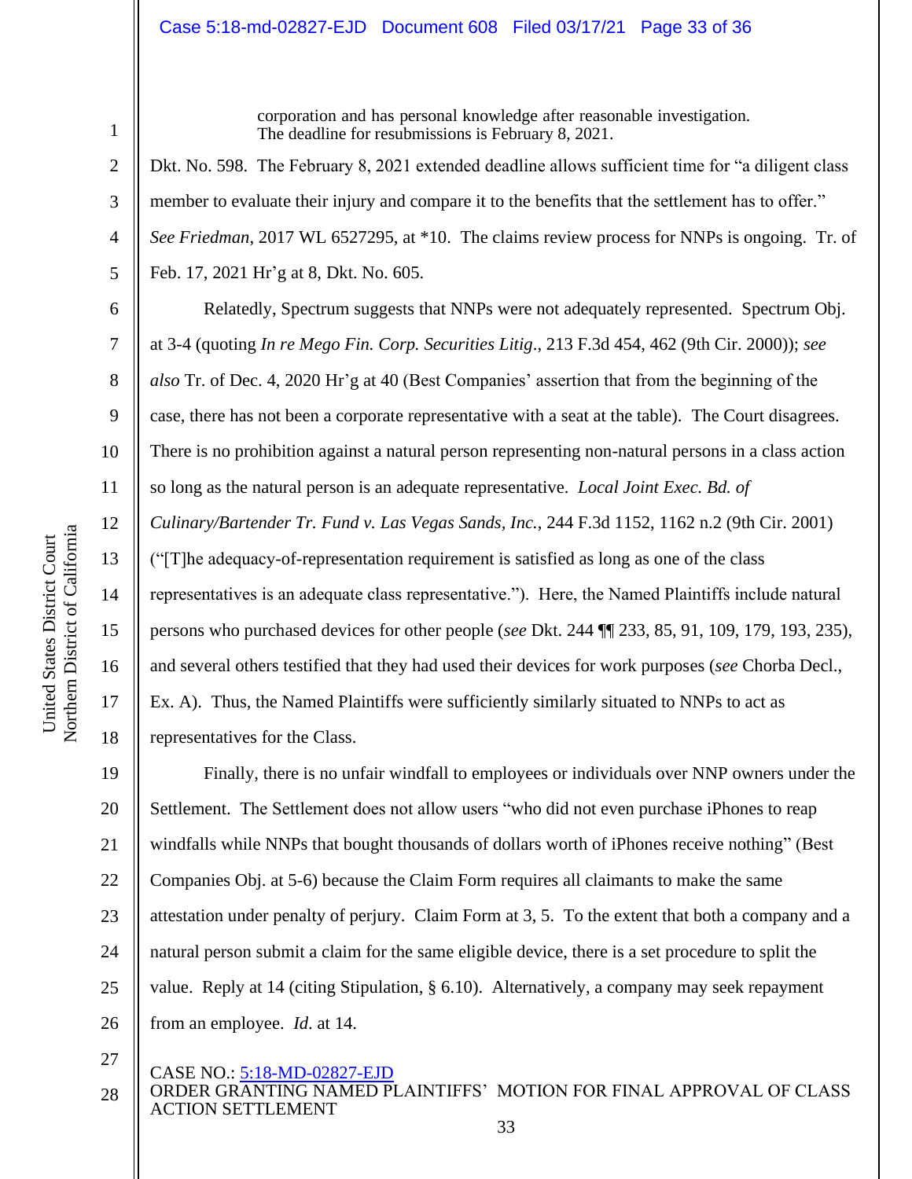corporation and has personal knowledge after reasonable investigation. The deadline for resubmissions is February 8, 2021.

Dkt. No. 598. The February 8, 2021 extended deadline allows sufficient time for "a diligent class member to evaluate their injury and compare it to the benefits that the settlement has to offer." *See Friedman*, 2017 WL 6527295, at *10. The claims review process for NNPs is ongoing. Tr. of Feb. 17, 2021 Hr'g at 8, Dkt. No. 605.

Relatedly, Spectrum suggests that NNPs were not adequately represented. Spectrum Obj. at 3-4 (quoting *In re Mego Fin. Corp. Securities Litig*., 213 F.3d 454, 462 (9th Cir. 2000)); *see also* Tr. of Dec. 4, 2020 Hr'g at 40 (Best Companies' assertion that from the beginning of the case, there has not been a corporate representative with a seat at the table). The Court disagrees. There is no prohibition against a natural person representing non-natural persons in a class action so long as the natural person is an adequate representative. *Local Joint Exec. Bd. of Culinary/Bartender Tr. Fund v. Las Vegas Sands, Inc.*, 244 F.3d 1152, 1162 n.2 (9th Cir. 2001) ("[T]he adequacy-of-representation requirement is satisfied as long as one of the class representatives is an adequate class representative."). Here, the Named Plaintiffs include natural persons who purchased devices for other people (*see* Dkt. 244 ¶¶ 233, 85, 91, 109, 179, 193, 235), and several others testified that they had used their devices for work purposes (*see* Chorba Decl., Ex. A). Thus, the Named Plaintiffs were sufficiently similarly situated to NNPs to act as representatives for the Class.

Finally, there is no unfair windfall to employees or individuals over NNP owners under the Settlement. The Settlement does not allow users "who did not even purchase iPhones to reap windfalls while NNPs that bought thousands of dollars worth of iPhones receive nothing" (Best Companies Obj. at 5-6) because the Claim Form requires all claimants to make the same attestation under penalty of perjury. Claim Form at 3, 5. To the extent that both a company and a natural person submit a claim for the same eligible device, there is a set procedure to split the value. Reply at 14 (citing Stipulation, § 6.10). Alternatively, a company may seek repayment from an employee. *Id.* at 14.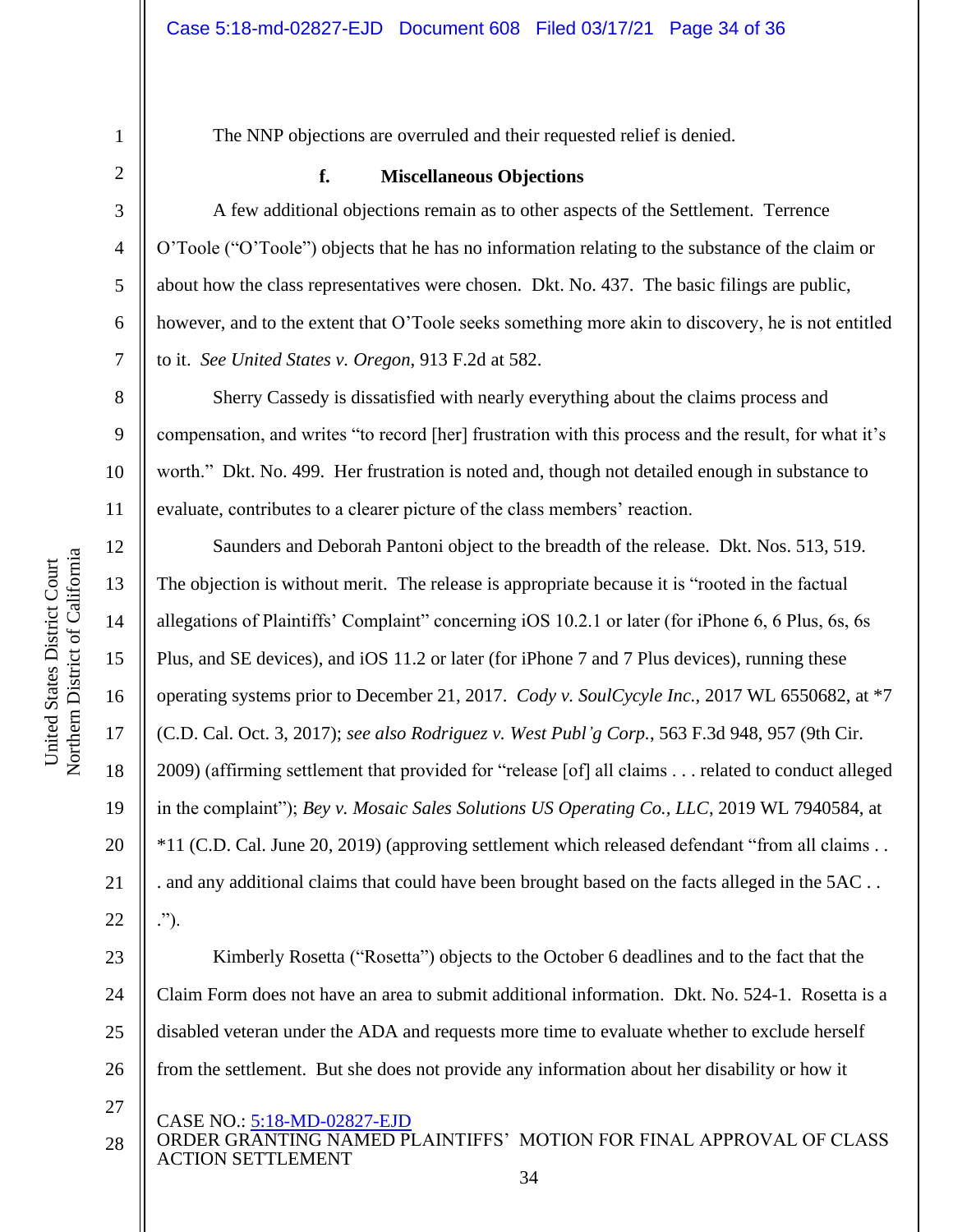The NNP objections are overruled and their requested relief is denied.

#### f. Miscellaneous Objections

A few additional objections remain as to other aspects of the Settlement. Terrence O'Toole ("O'Toole") objects that he has no information relating to the substance of the claim or about how the class representatives were chosen. Dkt. No. 437. The basic filings are public, however, and to the extent that O'Toole seeks something more akin to discovery, he is not entitled to it. *See United States v. Oregon*, 913 F.2d at 582.

Sherry Cassedy is dissatisfied with nearly everything about the claims process and compensation, and writes "to record [her] frustration with this process and the result, for what it's worth." Dkt. No. 499. Her frustration is noted and, though not detailed enough in substance to evaluate, contributes to a clearer picture of the class members' reaction.

Saunders and Deborah Pantoni object to the breadth of the release. Dkt. Nos. 513, 519. The objection is without merit. The release is appropriate because it is "rooted in the factual allegations of Plaintiffs' Complaint" concerning iOS 10.2.1 or later (for iPhone 6, 6 Plus, 6s, 6s Plus, and SE devices), and iOS 11.2 or later (for iPhone 7 and 7 Plus devices), running these operating systems prior to December 21, 2017. *Cody v. SoulCycle Inc.*, 2017 WL 6550682, at *7 (C.D. Cal. Oct. 3, 2017); *see also Rodriguez v. West Publ'g Corp.*, 563 F.3d 948, 957 (9th Cir. 2009) (affirming settlement that provided for "release [of] all claims . . . related to conduct alleged in the complaint"); *Bey v. Mosaic Sales Solutions US Operating Co., LLC*, 2019 WL 7940584, at *11 (C.D. Cal. June 20, 2019) (approving settlement which released defendant "from all claims . . . and any additional claims that could have been brought based on the facts alleged in the 5AC . . .").

Kimberly Rosetta ("Rosetta") objects to the October 6 deadlines and to the fact that the Claim Form does not have an area to submit additional information. Dkt. No. 524-1. Rosetta is a disabled veteran under the ADA and requests more time to evaluate whether to exclude herself from the settlement. But she does not provide any information about her disability or how it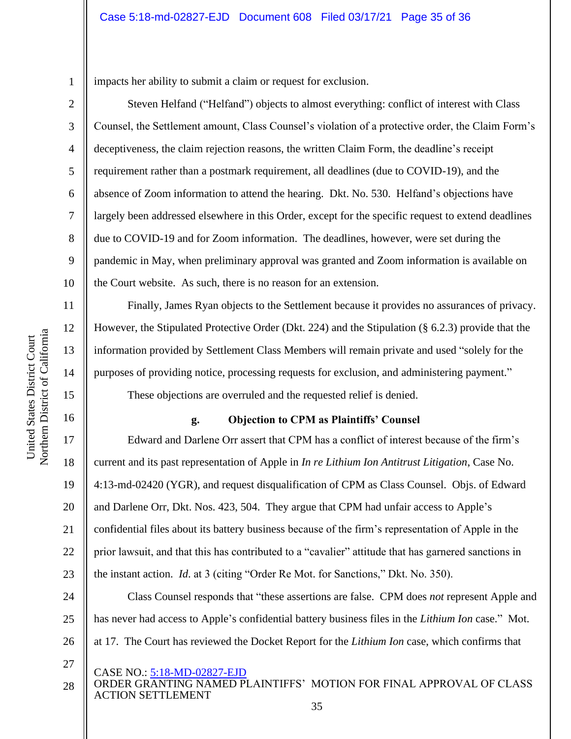impacts her ability to submit a claim or request for exclusion.

Steven Helfand ("Helfand") objects to almost everything: conflict of interest with Class Counsel, the Settlement amount, Class Counsel's violation of a protective order, the Claim Form's deceptiveness, the claim rejection reasons, the written Claim Form, the deadline's receipt requirement rather than a postmark requirement, all deadlines (due to COVID-19), and the absence of Zoom information to attend the hearing. Dkt. No. 530. Helfand's objections have largely been addressed elsewhere in this Order, except for the specific request to extend deadlines due to COVID-19 and for Zoom information. The deadlines, however, were set during the pandemic in May, when preliminary approval was granted and Zoom information is available on the Court website. As such, there is no reason for an extension.

Finally, James Ryan objects to the Settlement because it provides no assurances of privacy. However, the Stipulated Protective Order (Dkt. 224) and the Stipulation (§ 6.2.3) provide that the information provided by Settlement Class Members will remain private and used "solely for the purposes of providing notice, processing requests for exclusion, and administering payment."

These objections are overruled and the requested relief is denied.

#### g. Objection to CPM as Plaintiffs' Counsel

Edward and Darlene Orr assert that CPM has a conflict of interest because of the firm's current and its past representation of Apple in *In re Lithium Ion Antitrust Litigation*, Case No. 4:13-md-02420 (YGR), and request disqualification of CPM as Class Counsel. Objs. of Edward and Darlene Orr, Dkt. Nos. 423, 504. They argue that CPM had unfair access to Apple's confidential files about its battery business because of the firm's representation of Apple in the prior lawsuit, and that this has contributed to a "cavalier" attitude that has garnered sanctions in the instant action. *Id.* at 3 (citing "Order Re Mot. for Sanctions," Dkt. No. 350).

Class Counsel responds that "these assertions are false. CPM does *not* represent Apple and has never had access to Apple's confidential battery business files in the *Lithium Ion* case." Mot. at 17. The Court has reviewed the Docket Report for the *Lithium Ion* case, which confirms that

CASE NO.: 5:18-MD-02827-EJD
ORDER GRANTING NAMED PLAINTIFFS' MOTION FOR FINAL APPROVAL OF CLASS ACTION SETTLEMENT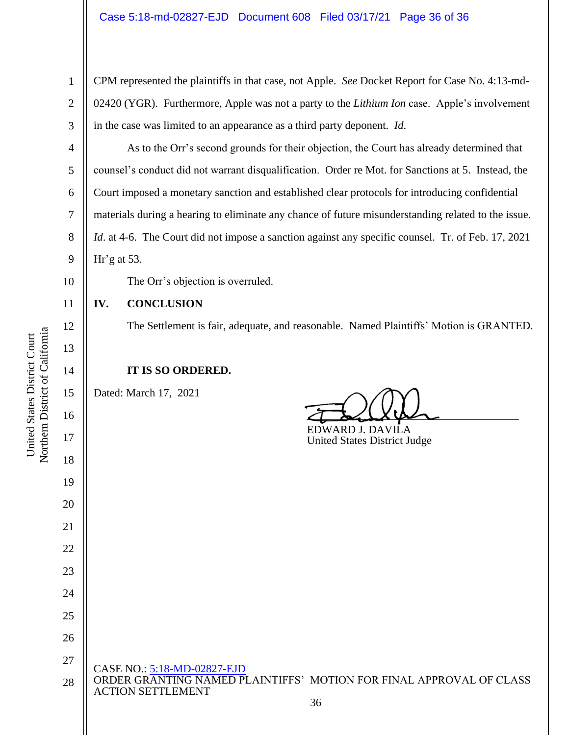CPM represented the plaintiffs in that case, not Apple. *See* Docket Report for Case No. 4:13-md-02420 (YGR). Furthermore, Apple was not a party to the *Lithium Ion* case. Apple's involvement in the case was limited to an appearance as a third party deponent. *Id.*

As to the Orr's second grounds for their objection, the Court has already determined that counsel's conduct did not warrant disqualification. Order re Mot. for Sanctions at 5. Instead, the Court imposed a monetary sanction and established clear protocols for introducing confidential materials during a hearing to eliminate any chance of future misunderstanding related to the issue. *Id.* at 4-6. The Court did not impose a sanction against any specific counsel. Tr. of Feb. 17, 2021 Hr'g at 53.

The Orr's objection is overruled.

## IV. CONCLUSION

The Settlement is fair, adequate, and reasonable. Named Plaintiffs' Motion is GRANTED.

**IT IS SO ORDERED.**

Dated: March 17, 2021

EDWARD J. DAVILA
United States District Judge

CASE NO.: 5:18-MD-02827-EJD
ORDER GRANTING NAMED PLAINTIFFS' MOTION FOR FINAL APPROVAL OF CLASS ACTION SETTLEMENT